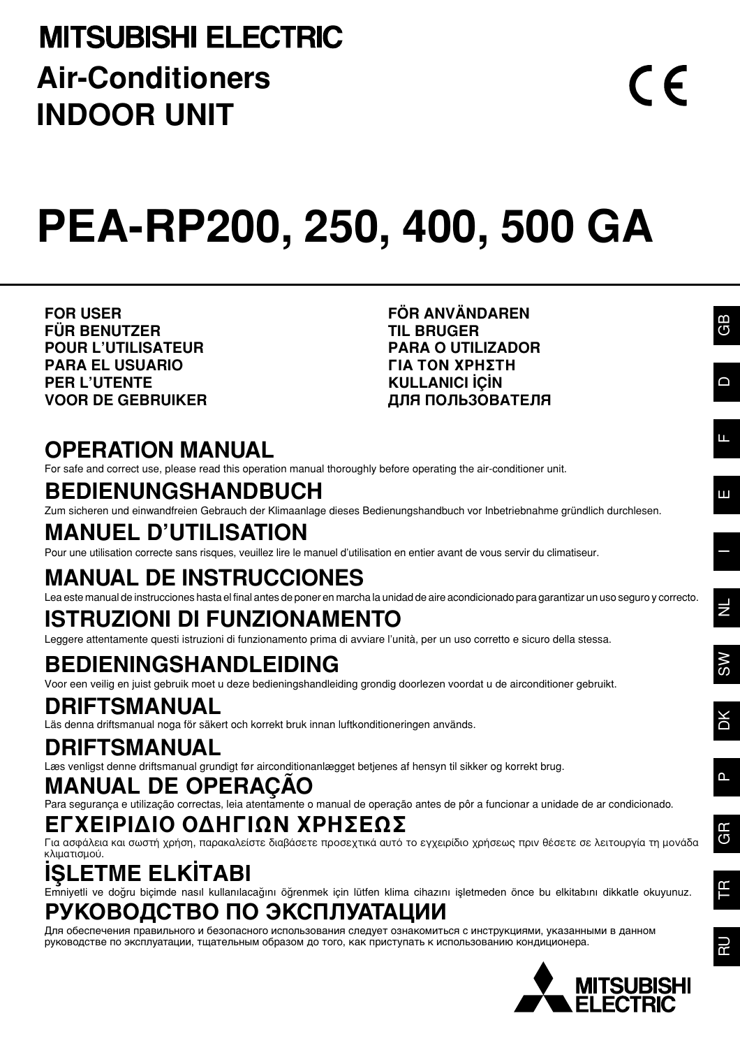**MITSUBISHI ELECTRIC**

# Air-Conditioners INDOOR UNIT

CE

# PEA-RP200, 250, 400, 500 GA

**FOR USER**
**FÜR BENUTZER**
**POUR L'UTILISATEUR**
**PARA EL USUARIO**
**PER L'UTENTE**
**VOOR DE GEBRUIKER**
**FÖR ANVÄNDAREN**
**TIL BRUGER**
**PARA O UTILIZADOR**
**ΓΙΑ ΤΟΝ ΧΡΗΣΤΗ**
**KULLANICI İÇİN**
**ДЛЯ ПОЛЬЗОВАТЕЛЯ**

GB D F E I NL SW DK P GR TR RU

## OPERATION MANUAL
For safe and correct use, please read this operation manual thoroughly before operating the air-conditioner unit.

## BEDIENUNGSHANDBUCH
Zum sicheren und einwandfreien Gebrauch der Klimaanlage dieses Bedienungshandbuch vor Inbetriebnahme gründlich durchlesen.

## MANUEL D'UTILISATION
Pour une utilisation correcte sans risques, veuillez lire le manuel d'utilisation en entier avant de vous servir du climatiseur.

## MANUAL DE INSTRUCCIONES
Lea este manual de instrucciones hasta el final antes de poner en marcha la unidad de aire acondicionado para garantizar un uso seguro y correcto.

## ISTRUZIONI DI FUNZIONAMENTO
Leggere attentamente questi istruzioni di funzionamento prima di avviare l'unità, per un uso corretto e sicuro della stessa.

## BEDIENINGSHANDLEIDING
Voor een veilig en juist gebruik moet u deze bedieningshandleiding grondig doorlezen voordat u de airconditioner gebruikt.

## DRIFTSMANUAL
Läs denna driftsmanual noga för säkert och korrekt bruk innan luftkonditioneringen används.

## DRIFTSMANUAL
Læs venligst denne driftsmanual grundigt før airconditionanlægget betjenes af hensyn til sikker og korrekt brug.

## MANUAL DE OPERAÇÃO
Para segurança e utilização correctas, leia atentamente o manual de operação antes de pôr a funcionar a unidade de ar condicionado.

## ΕΓΧΕΙΡΙΔΙΟ ΟΔΗΓΙΩΝ ΧΡΗΣΕΩΣ
Για ασφάλεια και σωστή χρήση, παρακαλείστε διαβάσετε προσεχτικά αυτό το εγχειρίδιο χρήσεως πριν θέσετε σε λειτουργία τη μονάδα κλιματισμού.

## İŞLETME ELKİTABI
Emniyetli ve doğru biçimde nasıl kullanılacağını öğrenmek için lütfen klima cihazını işletmeden önce bu elkitabını dikkatle okuyunuz.

## РУКОВОДСТВО ПО ЭКСПЛУАТАЦИИ
Для обеспечения правильного и безопасного использования следует ознакомиться с инструкциями, указанными в данном руководстве по эксплуатации, тщательным образом до того, как приступать к использованию кондиционера.

**MITSUBISHI ELECTRIC**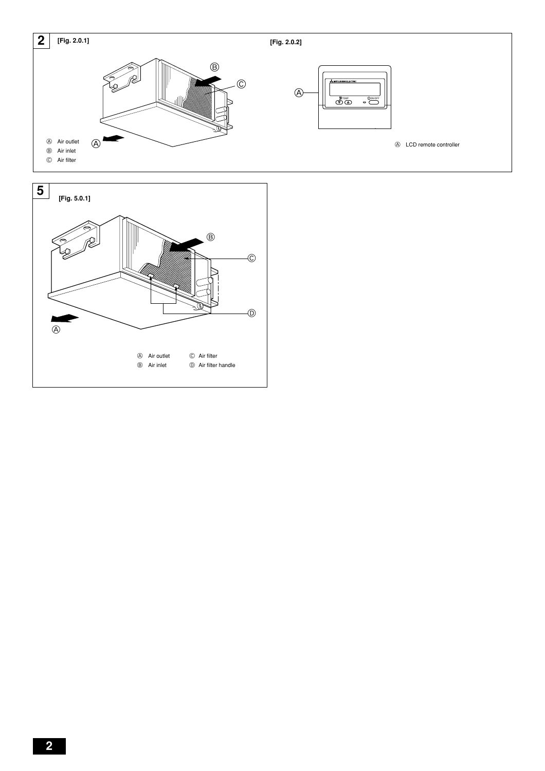## 2

**[Fig. 2.0.1]**

Ⓐ Air outlet
Ⓑ Air inlet
Ⓒ Air filter

**[Fig. 2.0.2]**

Ⓐ LCD remote controller

## 5

**[Fig. 5.0.1]**

Ⓐ Air outlet
Ⓑ Air inlet
Ⓒ Air filter
Ⓓ Air filter handle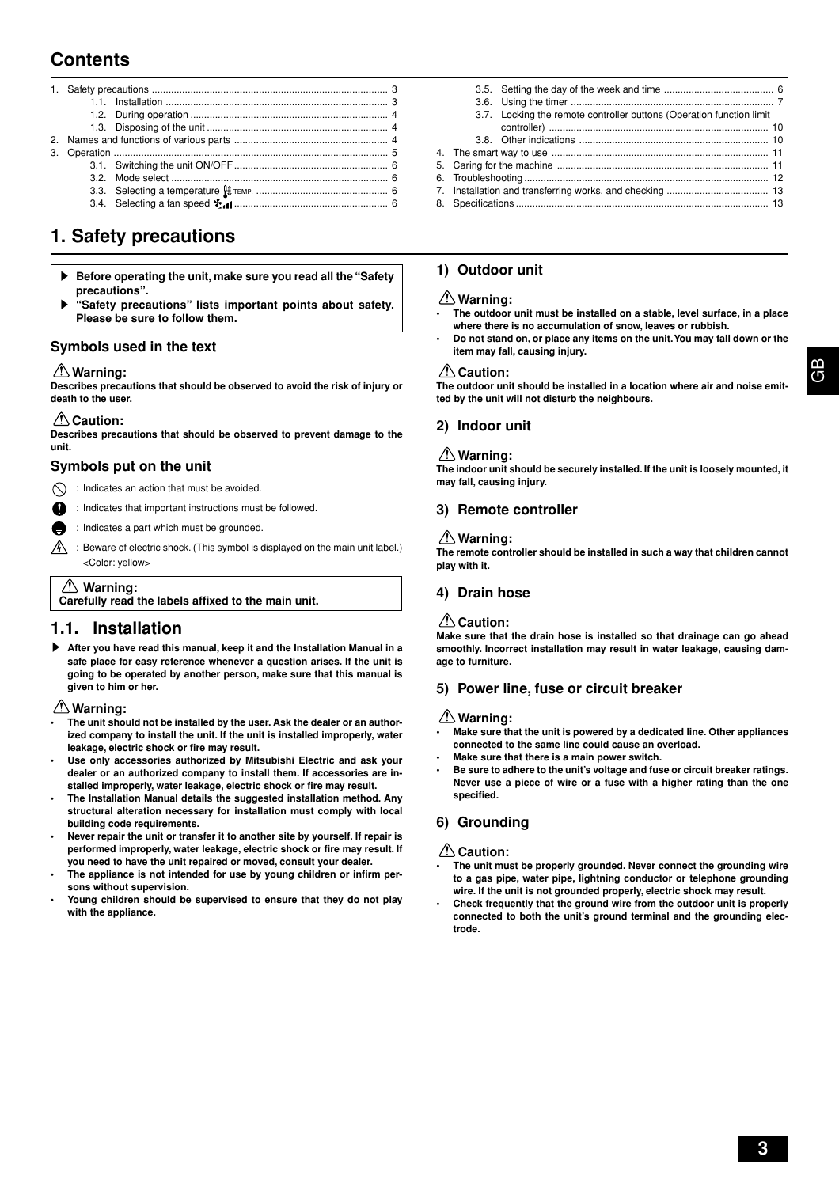# Contents

1. Safety precautions ..................... 3
   - 1.1. Installation ..................... 3
   - 1.2. During operation ..................... 4
   - 1.3. Disposing of the unit ..................... 4
2. Names and functions of various parts ..................... 4
3. Operation ..................... 5
   - 3.1. Switching the unit ON/OFF ..................... 6
   - 3.2. Mode select ..................... 6
   - 3.3. Selecting a temperature TEMP. ..................... 6
   - 3.4. Selecting a fan speed ..................... 6
   - 3.5. Setting the day of the week and time ..................... 6
   - 3.6. Using the timer ..................... 7
   - 3.7. Locking the remote controller buttons (Operation function limit controller) ..................... 10
   - 3.8. Other indications ..................... 10
4. The smart way to use ..................... 11
5. Caring for the machine ..................... 11
6. Troubleshooting ..................... 12
7. Installation and transferring works, and checking ..................... 13
8. Specifications ..................... 13

# 1. Safety precautions

- ▶ **Before operating the unit, make sure you read all the "Safety precautions".**
- ▶ **"Safety precautions" lists important points about safety. Please be sure to follow them.**

### Symbols used in the text

**⚠ Warning:**
**Describes precautions that should be observed to avoid the risk of injury or death to the user.**

**⚠ Caution:**
**Describes precautions that should be observed to prevent damage to the unit.**

### Symbols put on the unit

- ⃠ : Indicates an action that must be avoided.
- ❗ : Indicates that important instructions must be followed.
- ⏚ : Indicates a part which must be grounded.
- ⚠ : Beware of electric shock. (This symbol is displayed on the main unit label.) <Color: yellow>

**⚠ Warning:**
**Carefully read the labels affixed to the main unit.**

## 1.1. Installation

▶ **After you have read this manual, keep it and the Installation Manual in a safe place for easy reference whenever a question arises. If the unit is going to be operated by another person, make sure that this manual is given to him or her.**

**⚠ Warning:**

- **The unit should not be installed by the user. Ask the dealer or an authorized company to install the unit. If the unit is installed improperly, water leakage, electric shock or fire may result.**
- **Use only accessories authorized by Mitsubishi Electric and ask your dealer or an authorized company to install them. If accessories are installed improperly, water leakage, electric shock or fire may result.**
- **The Installation Manual details the suggested installation method. Any structural alteration necessary for installation must comply with local building code requirements.**
- **Never repair the unit or transfer it to another site by yourself. If repair is performed improperly, water leakage, electric shock or fire may result. If you need to have the unit repaired or moved, consult your dealer.**
- **The appliance is not intended for use by young children or infirm persons without supervision.**
- **Young children should be supervised to ensure that they do not play with the appliance.**

### 1) Outdoor unit

**⚠ Warning:**

- **The outdoor unit must be installed on a stable, level surface, in a place where there is no accumulation of snow, leaves or rubbish.**
- **Do not stand on, or place any items on the unit. You may fall down or the item may fall, causing injury.**

**⚠ Caution:**
**The outdoor unit should be installed in a location where air and noise emitted by the unit will not disturb the neighbours.**

### 2) Indoor unit

**⚠ Warning:**
**The indoor unit should be securely installed. If the unit is loosely mounted, it may fall, causing injury.**

### 3) Remote controller

**⚠ Warning:**
**The remote controller should be installed in such a way that children cannot play with it.**

### 4) Drain hose

**⚠ Caution:**
**Make sure that the drain hose is installed so that drainage can go ahead smoothly. Incorrect installation may result in water leakage, causing damage to furniture.**

### 5) Power line, fuse or circuit breaker

**⚠ Warning:**

- **Make sure that the unit is powered by a dedicated line. Other appliances connected to the same line could cause an overload.**
- **Make sure that there is a main power switch.**
- **Be sure to adhere to the unit's voltage and fuse or circuit breaker ratings. Never use a piece of wire or a fuse with a higher rating than the one specified.**

### 6) Grounding

**⚠ Caution:**

- **The unit must be properly grounded. Never connect the grounding wire to a gas pipe, water pipe, lightning conductor or telephone grounding wire. If the unit is not grounded properly, electric shock may result.**
- **Check frequently that the ground wire from the outdoor unit is properly connected to both the unit's ground terminal and the grounding electrode.**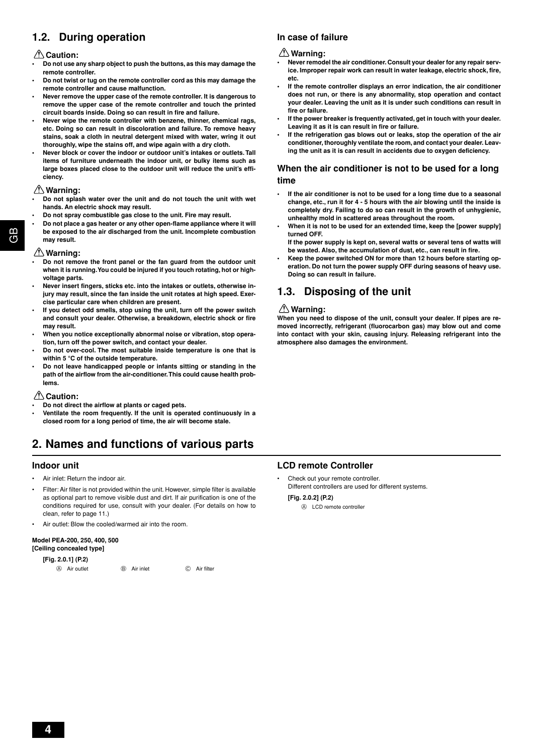## 1.2. During operation

⚠ **Caution:**

- **Do not use any sharp object to push the buttons, as this may damage the remote controller.**
- **Do not twist or tug on the remote controller cord as this may damage the remote controller and cause malfunction.**
- **Never remove the upper case of the remote controller. It is dangerous to remove the upper case of the remote controller and touch the printed circuit boards inside. Doing so can result in fire and failure.**
- **Never wipe the remote controller with benzene, thinner, chemical rags, etc. Doing so can result in discoloration and failure. To remove heavy stains, soak a cloth in neutral detergent mixed with water, wring it out thoroughly, wipe the stains off, and wipe again with a dry cloth.**
- **Never block or cover the indoor or outdoor unit's intakes or outlets. Tall items of furniture underneath the indoor unit, or bulky items such as large boxes placed close to the outdoor unit will reduce the unit's efficiency.**

⚠ **Warning:**

- **Do not splash water over the unit and do not touch the unit with wet hands. An electric shock may result.**
- **Do not spray combustible gas close to the unit. Fire may result.**
- **Do not place a gas heater or any other open-flame appliance where it will be exposed to the air discharged from the unit. Incomplete combustion may result.**

⚠ **Warning:**

- **Do not remove the front panel or the fan guard from the outdoor unit when it is running. You could be injured if you touch rotating, hot or high-voltage parts.**
- **Never insert fingers, sticks etc. into the intakes or outlets, otherwise injury may result, since the fan inside the unit rotates at high speed. Exercise particular care when children are present.**
- **If you detect odd smells, stop using the unit, turn off the power switch and consult your dealer. Otherwise, a breakdown, electric shock or fire may result.**
- **When you notice exceptionally abnormal noise or vibration, stop operation, turn off the power switch, and contact your dealer.**
- **Do not over-cool. The most suitable inside temperature is one that is within 5 °C of the outside temperature.**
- **Do not leave handicapped people or infants sitting or standing in the path of the airflow from the air-conditioner. This could cause health problems.**

⚠ **Caution:**

- **Do not direct the airflow at plants or caged pets.**
- **Ventilate the room frequently. If the unit is operated continuously in a closed room for a long period of time, the air will become stale.**

### In case of failure

⚠ **Warning:**

- **Never remodel the air conditioner. Consult your dealer for any repair service. Improper repair work can result in water leakage, electric shock, fire, etc.**
- **If the remote controller displays an error indication, the air conditioner does not run, or there is any abnormality, stop operation and contact your dealer. Leaving the unit as it is under such conditions can result in fire or failure.**
- **If the power breaker is frequently activated, get in touch with your dealer. Leaving it as it is can result in fire or failure.**
- **If the refrigeration gas blows out or leaks, stop the operation of the air conditioner, thoroughly ventilate the room, and contact your dealer. Leaving the unit as it is can result in accidents due to oxygen deficiency.**

### When the air conditioner is not to be used for a long time

- **If the air conditioner is not to be used for a long time due to a seasonal change, etc., run it for 4 - 5 hours with the air blowing until the inside is completely dry. Failing to do so can result in the growth of unhygienic, unhealthy mold in scattered areas throughout the room.**
- **When it is not to be used for an extended time, keep the [power supply] turned OFF.**
  **If the power supply is kept on, several watts or several tens of watts will be wasted. Also, the accumulation of dust, etc., can result in fire.**
- **Keep the power switched ON for more than 12 hours before starting operation. Do not turn the power supply OFF during seasons of heavy use. Doing so can result in failure.**

## 1.3. Disposing of the unit

⚠ **Warning:**

**When you need to dispose of the unit, consult your dealer. If pipes are removed incorrectly, refrigerant (fluorocarbon gas) may blow out and come into contact with your skin, causing injury. Releasing refrigerant into the atmosphere also damages the environment.**

# 2. Names and functions of various parts

### Indoor unit

- Air inlet: Return the indoor air.
- Filter: Air filter is not provided within the unit. However, simple filter is available as optional part to remove visible dust and dirt. If air purification is one of the conditions required for use, consult with your dealer. (For details on how to clean, refer to page 11.)
- Air outlet: Blow the cooled/warmed air into the room.

**Model PEA-200, 250, 400, 500**
**[Ceiling concealed type]**

**[Fig. 2.0.1] (P.2)**

Ⓐ Air outlet Ⓑ Air inlet Ⓒ Air filter

### LCD remote Controller

- Check out your remote controller.
  Different controllers are used for different systems.

**[Fig. 2.0.2] (P.2)**

Ⓐ LCD remote controller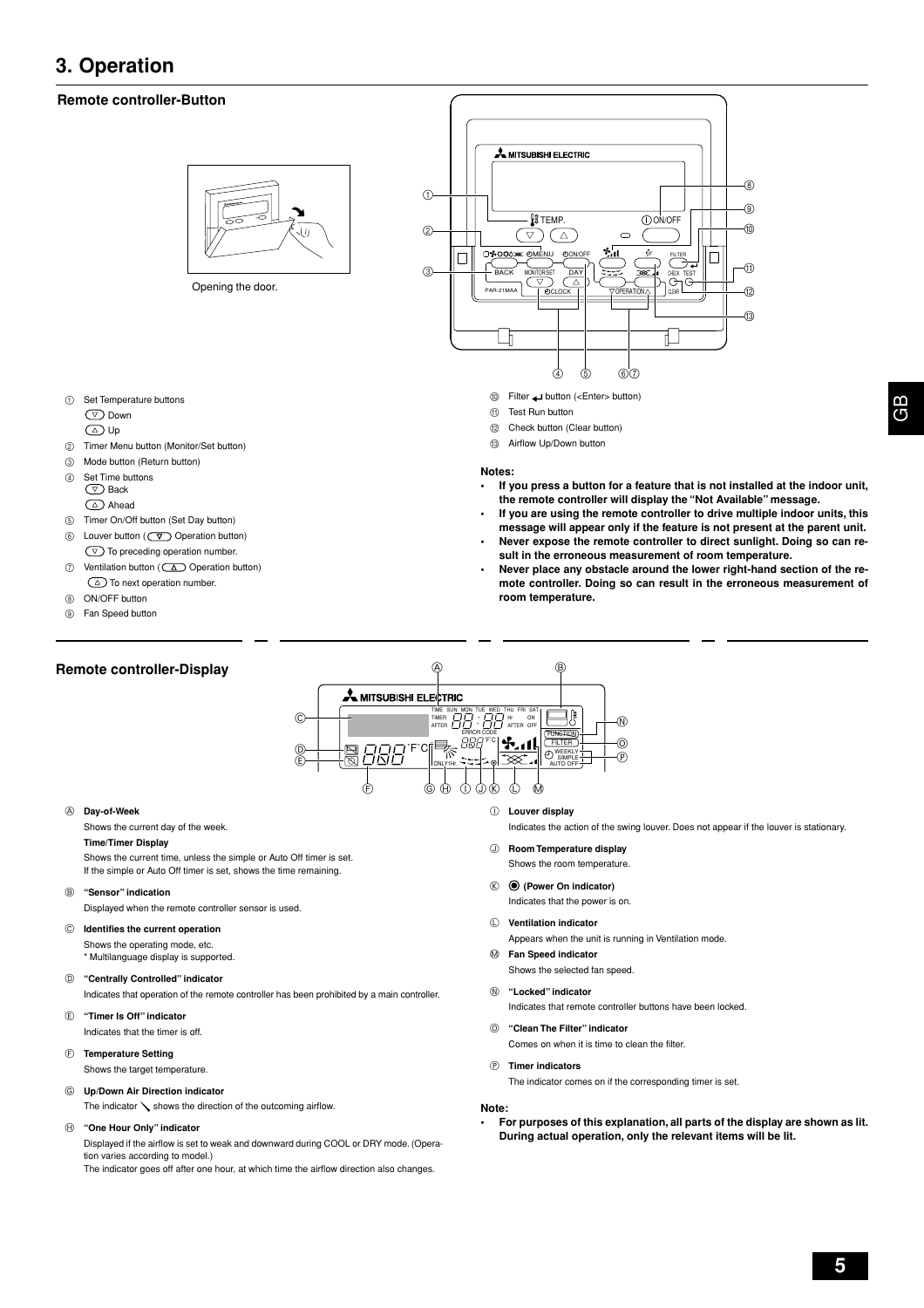# 3. Operation

## Remote controller-Button

Opening the door.

1. Set Temperature buttons
   - (▽) Down
   - (△) Up
2. Timer Menu button (Monitor/Set button)
3. Mode button (Return button)
4. Set Time buttons
   - (▽) Back
   - (△) Ahead
5. Timer On/Off button (Set Day button)
6. Louver button ( (▽) Operation button)
   - (▽) To preceding operation number.
7. Ventilation button ( (△) Operation button)
   - (△) To next operation number.
8. ON/OFF button
9. Fan Speed button
10. Filter ↵ button (<Enter> button)
11. Test Run button
12. Check button (Clear button)
13. Airflow Up/Down button

**Notes:**

- **If you press a button for a feature that is not installed at the indoor unit, the remote controller will display the "Not Available" message.**
- **If you are using the remote controller to drive multiple indoor units, this message will appear only if the feature is not present at the parent unit.**
- **Never expose the remote controller to direct sunlight. Doing so can result in the erroneous measurement of room temperature.**
- **Never place any obstacle around the lower right-hand section of the remote controller. Doing so can result in the erroneous measurement of room temperature.**

## Remote controller-Display

Ⓐ **Day-of-Week**
Shows the current day of the week.
**Time/Timer Display**
Shows the current time, unless the simple or Auto Off timer is set.
If the simple or Auto Off timer is set, shows the time remaining.

Ⓑ **"Sensor" indication**
Displayed when the remote controller sensor is used.

Ⓒ **Identifies the current operation**
Shows the operating mode, etc.
\* Multilanguage display is supported.

Ⓓ **"Centrally Controlled" indicator**
Indicates that operation of the remote controller has been prohibited by a main controller.

Ⓔ **"Timer Is Off" indicator**
Indicates that the timer is off.

Ⓕ **Temperature Setting**
Shows the target temperature.

Ⓖ **Up/Down Air Direction indicator**
The indicator ╲ shows the direction of the outcoming airflow.

Ⓗ **"One Hour Only" indicator**
Displayed if the airflow is set to weak and downward during COOL or DRY mode. (Operation varies according to model.)
The indicator goes off after one hour, at which time the airflow direction also changes.

Ⓘ **Louver display**
Indicates the action of the swing louver. Does not appear if the louver is stationary.

Ⓙ **Room Temperature display**
Shows the room temperature.

Ⓚ **◉ (Power On indicator)**
Indicates that the power is on.

Ⓛ **Ventilation indicator**
Appears when the unit is running in Ventilation mode.

Ⓜ **Fan Speed indicator**
Shows the selected fan speed.

Ⓝ **"Locked" indicator**
Indicates that remote controller buttons have been locked.

Ⓞ **"Clean The Filter" indicator**
Comes on when it is time to clean the filter.

Ⓟ **Timer indicators**
The indicator comes on if the corresponding timer is set.

**Note:**

- **For purposes of this explanation, all parts of the display are shown as lit. During actual operation, only the relevant items will be lit.**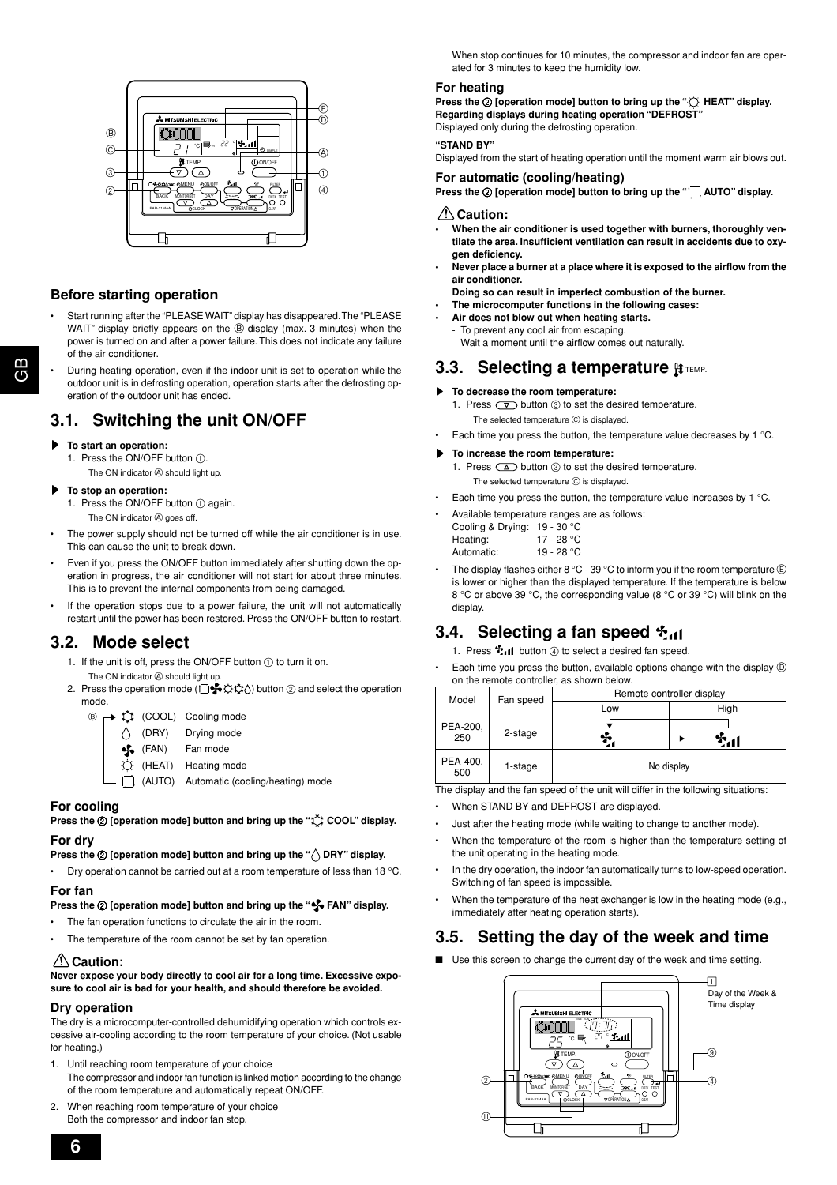## Before starting operation

- Start running after the "PLEASE WAIT" display has disappeared. The "PLEASE WAIT" display briefly appears on the Ⓑ display (max. 3 minutes) when the power is turned on and after a power failure. This does not indicate any failure of the air conditioner.
- During heating operation, even if the indoor unit is set to operation while the outdoor unit is in defrosting operation, operation starts after the defrosting operation of the outdoor unit has ended.

## 3.1. Switching the unit ON/OFF

▶ **To start an operation:**

1. Press the ON/OFF button ①.
   The ON indicator Ⓐ should light up.

▶ **To stop an operation:**

1. Press the ON/OFF button ① again.
   The ON indicator Ⓐ goes off.

- The power supply should not be turned off while the air conditioner is in use. This can cause the unit to break down.
- Even if you press the ON/OFF button immediately after shutting down the operation in progress, the air conditioner will not start for about three minutes. This is to prevent the internal components from being damaged.
- If the operation stops due to a power failure, the unit will not automatically restart until the power has been restored. Press the ON/OFF button to restart.

## 3.2. Mode select

1. If the unit is off, press the ON/OFF button ① to turn it on.
   The ON indicator Ⓐ should light up.
2. Press the operation mode button ② and select the operation mode.

Ⓑ
- (COOL) Cooling mode
- (DRY) Drying mode
- (FAN) Fan mode
- (HEAT) Heating mode
- (AUTO) Automatic (cooling/heating) mode

### For cooling

**Press the ② [operation mode] button and bring up the "COOL" display.**

### For dry

**Press the ② [operation mode] button and bring up the "DRY" display.**

- Dry operation cannot be carried out at a room temperature of less than 18 °C.

### For fan

**Press the ② [operation mode] button and bring up the "FAN" display.**

- The fan operation functions to circulate the air in the room.
- The temperature of the room cannot be set by fan operation.

### ⚠ Caution:

**Never expose your body directly to cool air for a long time. Excessive exposure to cool air is bad for your health, and should therefore be avoided.**

### Dry operation

The dry is a microcomputer-controlled dehumidifying operation which controls excessive air-cooling according to the room temperature of your choice. (Not usable for heating.)

1. Until reaching room temperature of your choice
   The compressor and indoor fan function is linked motion according to the change of the room temperature and automatically repeat ON/OFF.
2. When reaching room temperature of your choice
   Both the compressor and indoor fan stop.

When stop continues for 10 minutes, the compressor and indoor fan are operated for 3 minutes to keep the humidity low.

### For heating

**Press the ② [operation mode] button to bring up the "HEAT" display.**
**Regarding displays during heating operation "DEFROST"**
Displayed only during the defrosting operation.

**"STAND BY"**
Displayed from the start of heating operation until the moment warm air blows out.

### For automatic (cooling/heating)

**Press the ② [operation mode] button to bring up the "AUTO" display.**

### ⚠ Caution:

- **When the air conditioner is used together with burners, thoroughly ventilate the area. Insufficient ventilation can result in accidents due to oxygen deficiency.**
- **Never place a burner at a place where it is exposed to the airflow from the air conditioner.**
  **Doing so can result in imperfect combustion of the burner.**
- **The microcomputer functions in the following cases:**
- **Air does not blow out when heating starts.**
  - To prevent any cool air from escaping.
    Wait a moment until the airflow comes out naturally.

## 3.3. Selecting a temperature

▶ **To decrease the room temperature:**

1. Press ▽ button ③ to set the desired temperature.
   The selected temperature Ⓒ is displayed.

- Each time you press the button, the temperature value decreases by 1 °C.

▶ **To increase the room temperature:**

1. Press △ button ③ to set the desired temperature.
   The selected temperature Ⓒ is displayed.

- Each time you press the button, the temperature value increases by 1 °C.
- Available temperature ranges are as follows:
  Cooling & Drying: 19 - 30 °C
  Heating: 17 - 28 °C
  Automatic: 19 - 28 °C
- The display flashes either 8 °C - 39 °C to inform you if the room temperature Ⓔ is lower or higher than the displayed temperature. If the temperature is below 8 °C or above 39 °C, the corresponding value (8 °C or 39 °C) will blink on the display.

## 3.4. Selecting a fan speed

1. Press fan speed button ④ to select a desired fan speed.

- Each time you press the button, available options change with the display Ⓓ on the remote controller, as shown below.

| Model | Fan speed | Remote controller display | |
|---|---|---|---|
| | | Low | High |
| PEA-200, 250 | 2-stage | Low | High |
| PEA-400, 500 | 1-stage | No display | |

The display and the fan speed of the unit will differ in the following situations:

- When STAND BY and DEFROST are displayed.
- Just after the heating mode (while waiting to change to another mode).
- When the temperature of the room is higher than the temperature setting of the unit operating in the heating mode.
- In the dry operation, the indoor fan automatically turns to low-speed operation. Switching of fan speed is impossible.
- When the temperature of the heat exchanger is low in the heating mode (e.g., immediately after heating operation starts).

## 3.5. Setting the day of the week and time

■ Use this screen to change the current day of the week and time setting.

① Day of the Week & Time display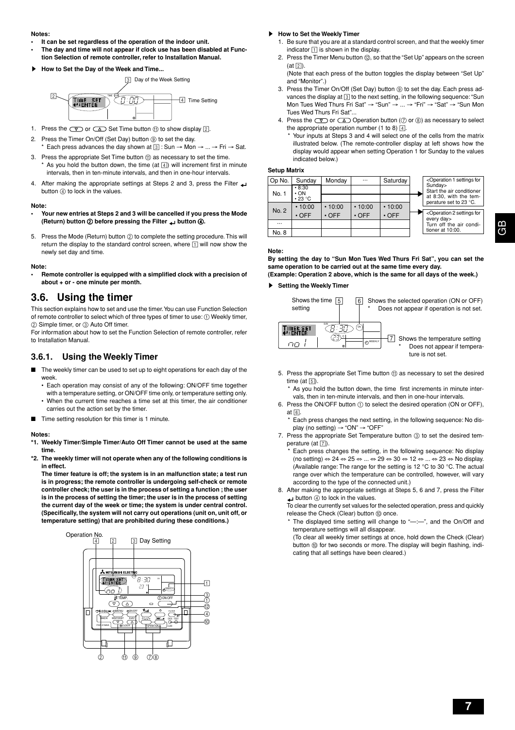**Notes:**

- **It can be set regardless of the operation of the indoor unit.**
- **The day and time will not appear if clock use has been disabled at Function Selection of remote controller, refer to Installation Manual.**

▶ **How to Set the Day of the Week and Time...**

[3] Day of the Week Setting

[2]

[4] Time Setting

1. Press the ▽ or △ Set Time button ⑪ to show display [2].
2. Press the Timer On/Off (Set Day) button ⑨ to set the day.
   * Each press advances the day shown at [3] : Sun → Mon → ... → Fri → Sat.
3. Press the appropriate Set Time button ⑪ as necessary to set the time.
   * As you hold the button down, the time (at [4]) will increment first in minute intervals, then in ten-minute intervals, and then in one-hour intervals.
4. After making the appropriate settings at Steps 2 and 3, press the Filter ↵ button ④ to lock in the values.

**Note:**

- **Your new entries at Steps 2 and 3 will be cancelled if you press the Mode (Return) button ② before pressing the Filter ↵ button ④.**

5. Press the Mode (Return) button ② to complete the setting procedure. This will return the display to the standard control screen, where [1] will now show the newly set day and time.

**Note:**

- **Remote controller is equipped with a simplified clock with a precision of about + or - one minute per month.**

## 3.6. Using the timer

This section explains how to set and use the timer. You can use Function Selection of remote controller to select which of three types of timer to use: ① Weekly timer, ② Simple timer, or ③ Auto Off timer.

For information about how to set the Function Selection of remote controller, refer to Installation Manual.

### 3.6.1. Using the Weekly Timer

■ The weekly timer can be used to set up to eight operations for each day of the week.
  - Each operation may consist of any of the following: ON/OFF time together with a temperature setting, or ON/OFF time only, or temperature setting only.
  - When the current time reaches a time set at this timer, the air conditioner carries out the action set by the timer.

■ Time setting resolution for this timer is 1 minute.

**Notes:**

**\*1. Weekly Timer/Simple Timer/Auto Off Timer cannot be used at the same time.**

**\*2. The weekly timer will not operate when any of the following conditions is in effect.**
**The timer feature is off; the system is in an malfunction state; a test run is in progress; the remote controller is undergoing self-check or remote controller check; the user is in the process of setting a function ; the user is in the process of setting the timer; the user is in the process of setting the current day of the week or time; the system is under central control. (Specifically, the system will not carry out operations (unit on, unit off, or temperature setting) that are prohibited during these conditions.)**

Operation No. [4] [2] [3] Day Setting

[1] ③ ① ⑫ ④ ⑩

② ⑪ ⑨ ⑦⑧

▶ **How to Set the Weekly Timer**

1. Be sure that you are at a standard control screen, and that the weekly timer indicator [1] is shown in the display.
2. Press the Timer Menu button ⑫, so that the "Set Up" appears on the screen (at [2]).
   (Note that each press of the button toggles the display between "Set Up" and "Monitor".)
3. Press the Timer On/Off (Set Day) button ⑨ to set the day. Each press advances the display at [3] to the next setting, in the following sequence: "Sun Mon Tues Wed Thurs Fri Sat" → "Sun" → ... → "Fri" → "Sat" → "Sun Mon Tues Wed Thurs Fri Sat"...
4. Press the ▽ or △ Operation button (⑦ or ⑧) as necessary to select the appropriate operation number (1 to 8) [4].
   * Your inputs at Steps 3 and 4 will select one of the cells from the matrix illustrated below. (The remote-controller display at left shows how the display would appear when setting Operation 1 for Sunday to the values indicated below.)

**Setup Matrix**

| Op No. | Sunday | Monday | ... | Saturday |
|---|---|---|---|---|
| No. 1 | • 8:30<br>• ON<br>• 23 °C | | | |
| No. 2 | • 10:00<br>• OFF | • 10:00<br>• OFF | • 10:00<br>• OFF | • 10:00<br>• OFF |
| ... | | | | |
| No. 8 | | | | |

<Operation 1 settings for Sunday> Start the air conditioner at 8:30, with the temperature set to 23 °C.

<Operation 2 settings for every day> Turn off the air conditioner at 10:00.

**Note:**

**By setting the day to "Sun Mon Tues Wed Thurs Fri Sat", you can set the same operation to be carried out at the same time every day.**
**(Example: Operation 2 above, which is the same for all days of the week.)**

▶ **Setting the Weekly Timer**

Shows the time setting [5]

[6] Shows the selected operation (ON or OFF)
* Does not appear if operation is not set.

[7] Shows the temperature setting
* Does not appear if temperature is not set.

5. Press the appropriate Set Time button ⑪ as necessary to set the desired time (at [5]).
   * As you hold the button down, the time first increments in minute intervals, then in ten-minute intervals, and then in one-hour intervals.
6. Press the ON/OFF button ① to select the desired operation (ON or OFF), at [6].
   * Each press changes the next setting, in the following sequence: No display (no setting) → "ON" → "OFF"
7. Press the appropriate Set Temperature button ③ to set the desired temperature (at [7]).
   * Each press changes the setting, in the following sequence: No display (no setting) ⇔ 24 ⇔ 25 ⇔ ... ⇔ 29 ⇔ 30 ⇔ 12 ⇔ ... ⇔ 23 ⇔ No display. (Available range: The range for the setting is 12 °C to 30 °C. The actual range over which the temperature can be controlled, however, will vary according to the type of the connected unit.)
8. After making the appropriate settings at Steps 5, 6 and 7, press the Filter ↵ button ④ to lock in the values.
   To clear the currently set values for the selected operation, press and quickly release the Check (Clear) button ⑩ once.
   * The displayed time setting will change to "—:—", and the On/Off and temperature settings will all disappear.
   (To clear all weekly timer settings at once, hold down the Check (Clear) button ⑩ for two seconds or more. The display will begin flashing, indicating that all settings have been cleared.)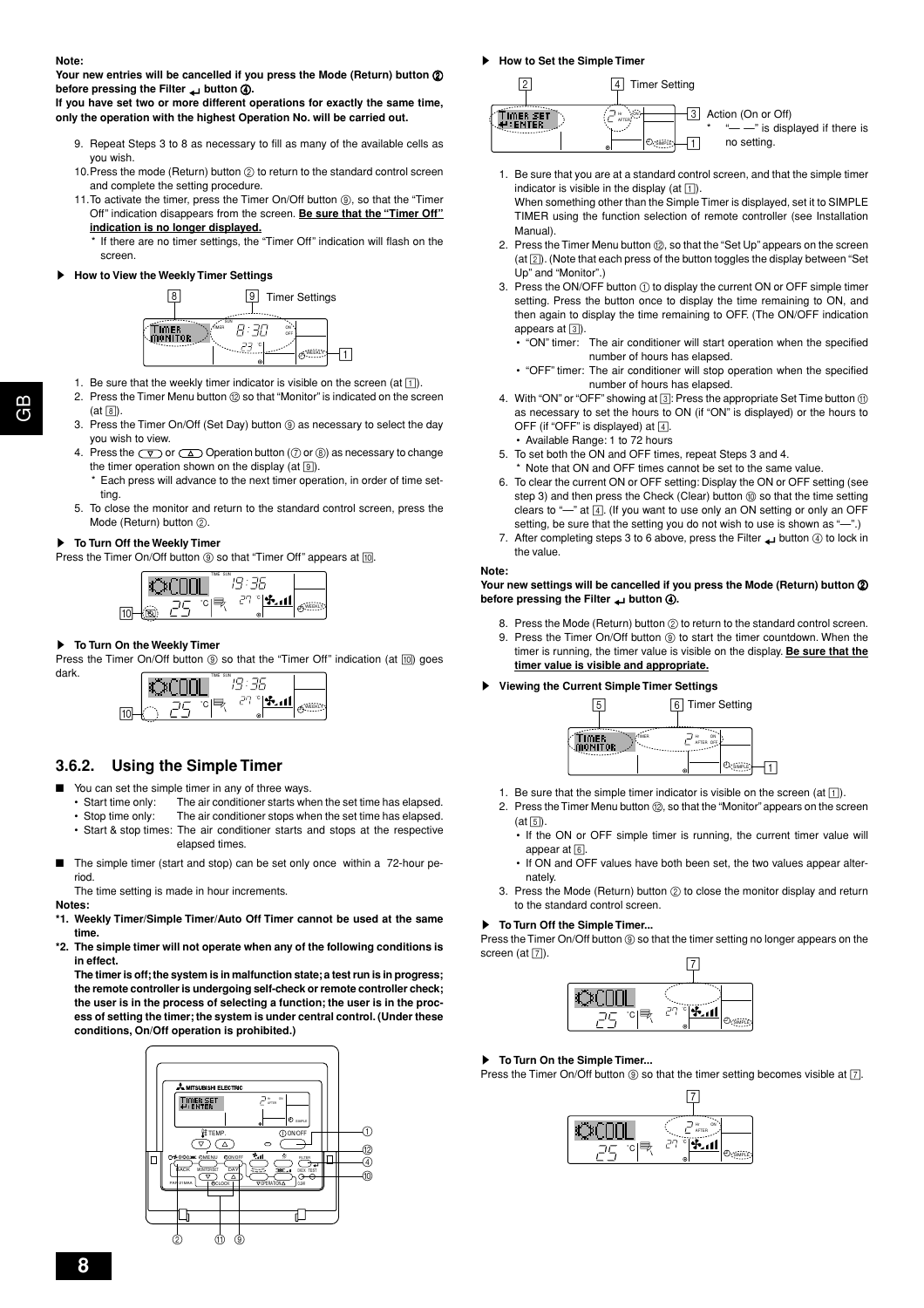**Note:**

**Your new entries will be cancelled if you press the Mode (Return) button ② before pressing the Filter ↵ button ④.**

**If you have set two or more different operations for exactly the same time, only the operation with the highest Operation No. will be carried out.**

9. Repeat Steps 3 to 8 as necessary to fill as many of the available cells as you wish.
10. Press the mode (Return) button ② to return to the standard control screen and complete the setting procedure.
11. To activate the timer, press the Timer On/Off button ⑨, so that the "Timer Off" indication disappears from the screen. **Be sure that the "Timer Off" indication is no longer displayed.**
    * If there are no timer settings, the "Timer Off" indication will flash on the screen.

### ▶ How to View the Weekly Timer Settings

8 | 9 Timer Settings | 1

1. Be sure that the weekly timer indicator is visible on the screen (at 1).
2. Press the Timer Menu button ⑫ so that "Monitor" is indicated on the screen (at 8).
3. Press the Timer On/Off (Set Day) button ⑨ as necessary to select the day you wish to view.
4. Press the ▽ or △ Operation button (⑦ or ⑧) as necessary to change the timer operation shown on the display (at 9).
   * Each press will advance to the next timer operation, in order of time setting.
5. To close the monitor and return to the standard control screen, press the Mode (Return) button ②.

### ▶ To Turn Off the Weekly Timer

Press the Timer On/Off button ⑨ so that "Timer Off" appears at 10.

### ▶ To Turn On the Weekly Timer

Press the Timer On/Off button ⑨ so that the "Timer Off" indication (at 10) goes dark.

## 3.6.2. Using the Simple Timer

■ You can set the simple timer in any of three ways.
- Start time only: The air conditioner starts when the set time has elapsed.
- Stop time only: The air conditioner stops when the set time has elapsed.
- Start & stop times: The air conditioner starts and stops at the respective elapsed times.

■ The simple timer (start and stop) can be set only once within a 72-hour period.

The time setting is made in hour increments.

**Notes:**

**\*1. Weekly Timer/Simple Timer/Auto Off Timer cannot be used at the same time.**

**\*2. The simple timer will not operate when any of the following conditions is in effect.**

**The timer is off; the system is in malfunction state; a test run is in progress; the remote controller is undergoing self-check or remote controller check; the user is in the process of selecting a function; the user is in the process of setting the timer; the system is under central control. (Under these conditions, On/Off operation is prohibited.)**

### ▶ How to Set the Simple Timer

2 | 4 Timer Setting | 3 Action (On or Off) | 1

\* "— —" is displayed if there is no setting.

1. Be sure that you are at a standard control screen, and that the simple timer indicator is visible in the display (at 1).
   When something other than the Simple Timer is displayed, set it to SIMPLE TIMER using the function selection of remote controller (see Installation Manual).
2. Press the Timer Menu button ⑫, so that the "Set Up" appears on the screen (at 2). (Note that each press of the button toggles the display between "Set Up" and "Monitor".)
3. Press the ON/OFF button ① to display the current ON or OFF simple timer setting. Press the button once to display the time remaining to ON, and then again to display the time remaining to OFF. (The ON/OFF indication appears at 3).
   - "ON" timer: The air conditioner will start operation when the specified number of hours has elapsed.
   - "OFF" timer: The air conditioner will stop operation when the specified number of hours has elapsed.
4. With "ON" or "OFF" showing at 3: Press the appropriate Set Time button ⑪ as necessary to set the hours to ON (if "ON" is displayed) or the hours to OFF (if "OFF" is displayed) at 4.
   - Available Range: 1 to 72 hours
5. To set both the ON and OFF times, repeat Steps 3 and 4.
   * Note that ON and OFF times cannot be set to the same value.
6. To clear the current ON or OFF setting: Display the ON or OFF setting (see step 3) and then press the Check (Clear) button ⑩ so that the time setting clears to "—" at 4. (If you want to use only an ON setting or only an OFF setting, be sure that the setting you do not wish to use is shown as "—".)
7. After completing steps 3 to 6 above, press the Filter ↵ button ④ to lock in the value.

**Note:**

**Your new settings will be cancelled if you press the Mode (Return) button ② before pressing the Filter ↵ button ④.**

8. Press the Mode (Return) button ② to return to the standard control screen.
9. Press the Timer On/Off button ⑨ to start the timer countdown. When the timer is running, the timer value is visible on the display. **Be sure that the timer value is visible and appropriate.**

### ▶ Viewing the Current Simple Timer Settings

5 | 6 Timer Setting | 1

1. Be sure that the simple timer indicator is visible on the screen (at 1).
2. Press the Timer Menu button ⑫, so that the "Monitor" appears on the screen (at 5).
   - If the ON or OFF simple timer is running, the current timer value will appear at 6.
   - If ON and OFF values have both been set, the two values appear alternately.
3. Press the Mode (Return) button ② to close the monitor display and return to the standard control screen.

### ▶ To Turn Off the Simple Timer...

Press the Timer On/Off button ⑨ so that the timer setting no longer appears on the screen (at 7).

### ▶ To Turn On the Simple Timer...

Press the Timer On/Off button ⑨ so that the timer setting becomes visible at 7.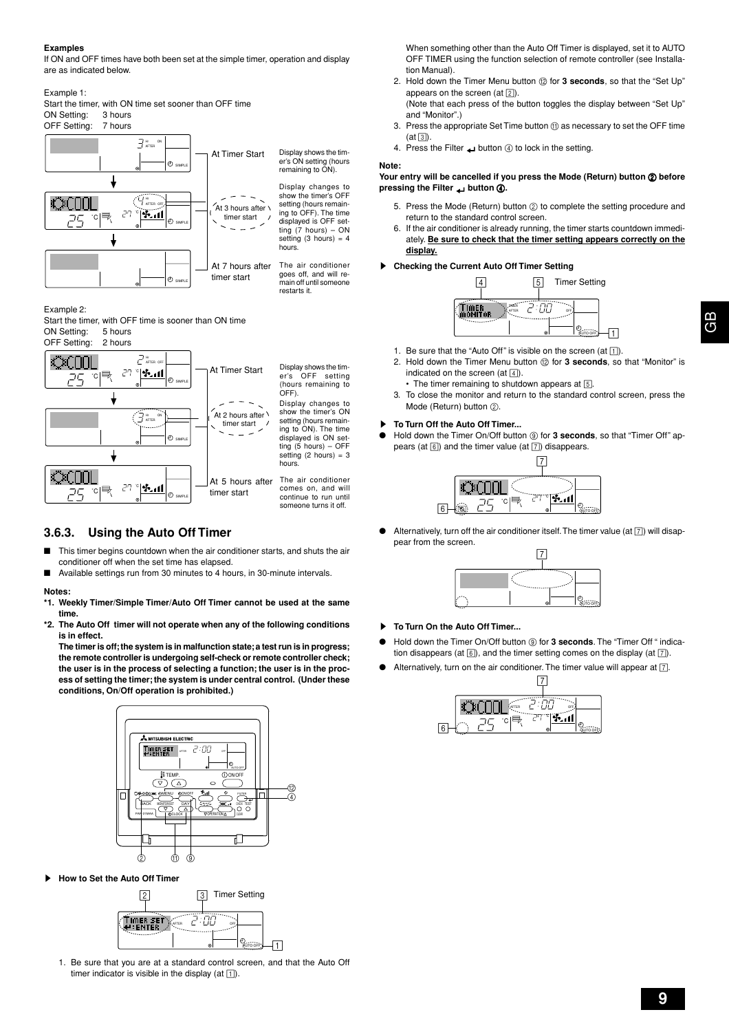**Examples**

If ON and OFF times have both been set at the simple timer, operation and display are as indicated below.

Example 1:

Start the timer, with ON time set sooner than OFF time

ON Setting: 3 hours

OFF Setting: 7 hours

| | | |
|---|---|---|
| At Timer Start | Display shows the timer's ON setting (hours remaining to ON). |
| At 3 hours after timer start | Display changes to show the timer's OFF setting (hours remaining to OFF). The time displayed is OFF setting (7 hours) – ON setting (3 hours) = 4 hours. |
| At 7 hours after timer start | The air conditioner goes off, and will remain off until someone restarts it. |

Example 2:

Start the timer, with OFF time is sooner than ON time

ON Setting: 5 hours

OFF Setting: 2 hours

| | | |
|---|---|---|
| At Timer Start | Display shows the timer's OFF setting (hours remaining to OFF). |
| At 2 hours after timer start | Display changes to show the timer's ON setting (hours remaining to ON). The time displayed is ON setting (5 hours) – OFF setting (2 hours) = 3 hours. |
| At 5 hours after timer start | The air conditioner comes on, and will continue to run until someone turns it off. |

### 3.6.3. Using the Auto Off Timer

- This timer begins countdown when the air conditioner starts, and shuts the air conditioner off when the set time has elapsed.
- Available settings run from 30 minutes to 4 hours, in 30-minute intervals.

**Notes:**

**\*1. Weekly Timer/Simple Timer/Auto Off Timer cannot be used at the same time.**

**\*2. The Auto Off timer will not operate when any of the following conditions is in effect.**

**The timer is off; the system is in malfunction state; a test run is in progress; the remote controller is undergoing self-check or remote controller check; the user is in the process of selecting a function; the user is in the process of setting the timer; the system is under central control. (Under these conditions, On/Off operation is prohibited.)**

▶ **How to Set the Auto Off Timer**

1. Be sure that you are at a standard control screen, and that the Auto Off timer indicator is visible in the display (at [1]).

   When something other than the Auto Off Timer is displayed, set it to AUTO OFF TIMER using the function selection of remote controller (see Installation Manual).
2. Hold down the Timer Menu button ⑫ for **3 seconds**, so that the "Set Up" appears on the screen (at [2]).
   (Note that each press of the button toggles the display between "Set Up" and "Monitor".)
3. Press the appropriate Set Time button ⑪ as necessary to set the OFF time (at [3]).
4. Press the Filter ↵ button ④ to lock in the setting.

**Note:**

**Your entry will be cancelled if you press the Mode (Return) button ② before pressing the Filter ↵ button ④.**

5. Press the Mode (Return) button ② to complete the setting procedure and return to the standard control screen.
6. If the air conditioner is already running, the timer starts countdown immediately. **Be sure to check that the timer setting appears correctly on the display.**

▶ **Checking the Current Auto Off Timer Setting**

1. Be sure that the "Auto Off" is visible on the screen (at [1]).
2. Hold down the Timer Menu button ⑫ for **3 seconds**, so that "Monitor" is indicated on the screen (at [4]).
   - The timer remaining to shutdown appears at [5].
3. To close the monitor and return to the standard control screen, press the Mode (Return) button ②.

▶ **To Turn Off the Auto Off Timer...**

- Hold down the Timer On/Off button ⑨ for **3 seconds**, so that "Timer Off" appears (at [6]) and the timer value (at [7]) disappears.
- Alternatively, turn off the air conditioner itself. The timer value (at [7]) will disappear from the screen.

▶ **To Turn On the Auto Off Timer...**

- Hold down the Timer On/Off button ⑨ for **3 seconds**. The "Timer Off" indication disappears (at [6]), and the timer setting comes on the display (at [7]).
- Alternatively, turn on the air conditioner. The timer value will appear at [7].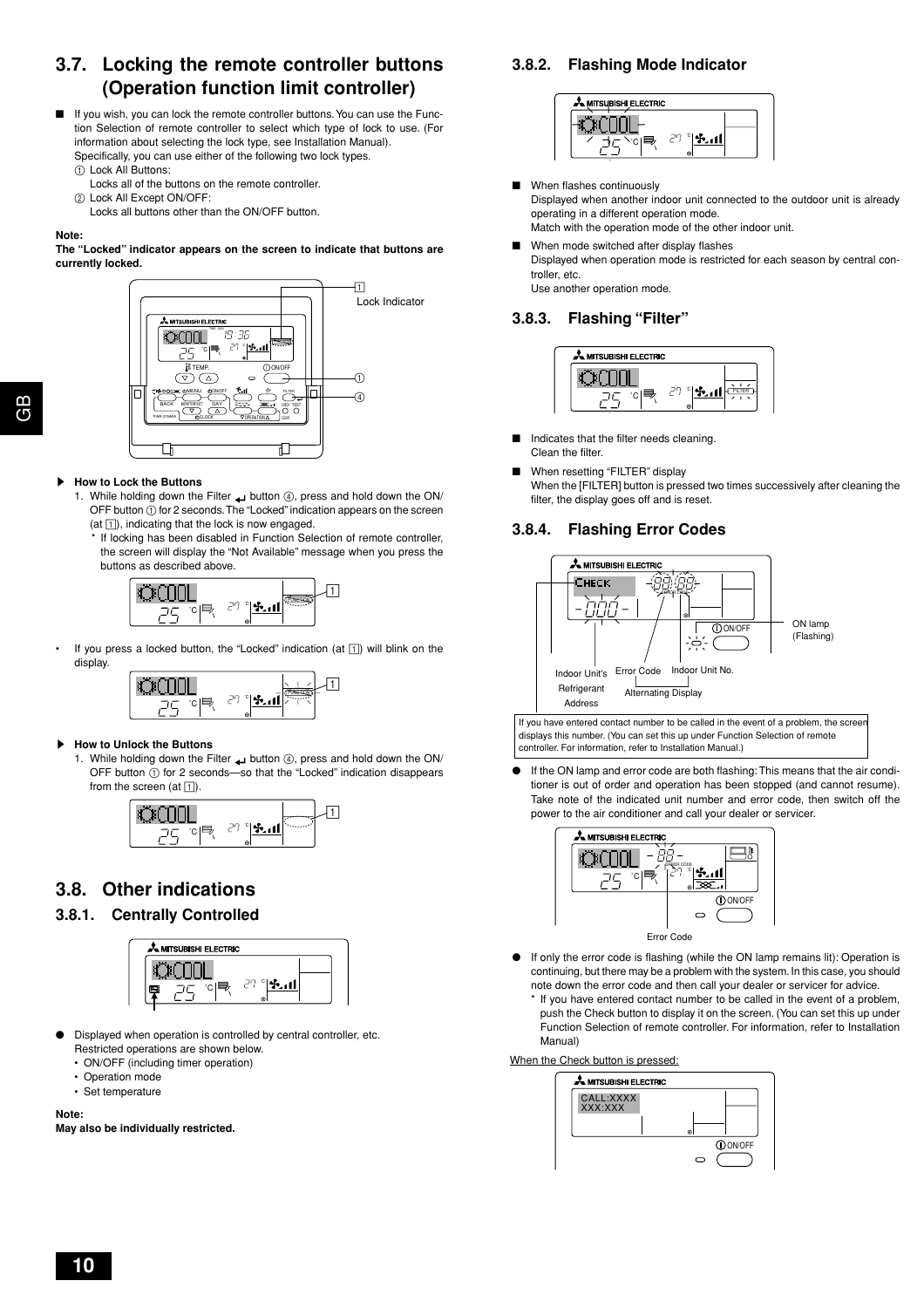## 3.7. Locking the remote controller buttons (Operation function limit controller)

- If you wish, you can lock the remote controller buttons. You can use the Function Selection of remote controller to select which type of lock to use. (For information about selecting the lock type, see Installation Manual). Specifically, you can use either of the following two lock types.
  ① Lock All Buttons:
  Locks all of the buttons on the remote controller.
  ② Lock All Except ON/OFF:
  Locks all buttons other than the ON/OFF button.

**Note:**
**The "Locked" indicator appears on the screen to indicate that buttons are currently locked.**

1 Lock Indicator

▶ **How to Lock the Buttons**

1. While holding down the Filter button ④, press and hold down the ON/OFF button ① for 2 seconds. The "Locked" indication appears on the screen (at 1), indicating that the lock is now engaged.
   * If locking has been disabled in Function Selection of remote controller, the screen will display the "Not Available" message when you press the buttons as described above.

- If you press a locked button, the "Locked" indication (at 1) will blink on the display.

▶ **How to Unlock the Buttons**

1. While holding down the Filter button ④, press and hold down the ON/OFF button ① for 2 seconds—so that the "Locked" indication disappears from the screen (at 1).

## 3.8. Other indications

### 3.8.1. Centrally Controlled

- Displayed when operation is controlled by central controller, etc. Restricted operations are shown below.
  - ON/OFF (including timer operation)
  - Operation mode
  - Set temperature

**Note:**
**May also be individually restricted.**

### 3.8.2. Flashing Mode Indicator

- When flashes continuously
  Displayed when another indoor unit connected to the outdoor unit is already operating in a different operation mode.
  Match with the operation mode of the other indoor unit.
- When mode switched after display flashes
  Displayed when operation mode is restricted for each season by central controller, etc.
  Use another operation mode.

### 3.8.3. Flashing "Filter"

- Indicates that the filter needs cleaning.
  Clean the filter.
- When resetting "FILTER" display
  When the [FILTER] button is pressed two times successively after cleaning the filter, the display goes off and is reset.

### 3.8.4. Flashing Error Codes

Indoor Unit's Refrigerant Address — Error Code — Indoor Unit No. — Alternating Display — ON lamp (Flashing)

If you have entered contact number to be called in the event of a problem, the screen displays this number. (You can set this up under Function Selection of remote controller. For information, refer to Installation Manual.)

- If the ON lamp and error code are both flashing: This means that the air conditioner is out of order and operation has been stopped (and cannot resume). Take note of the indicated unit number and error code, then switch off the power to the air conditioner and call your dealer or servicer.

Error Code

- If only the error code is flashing (while the ON lamp remains lit): Operation is continuing, but there may be a problem with the system. In this case, you should note down the error code and then call your dealer or servicer for advice.
  * If you have entered contact number to be called in the event of a problem, push the Check button to display it on the screen. (You can set this up under Function Selection of remote controller. For information, refer to Installation Manual)

When the Check button is pressed:

CALL:XXXX
XXX:XXX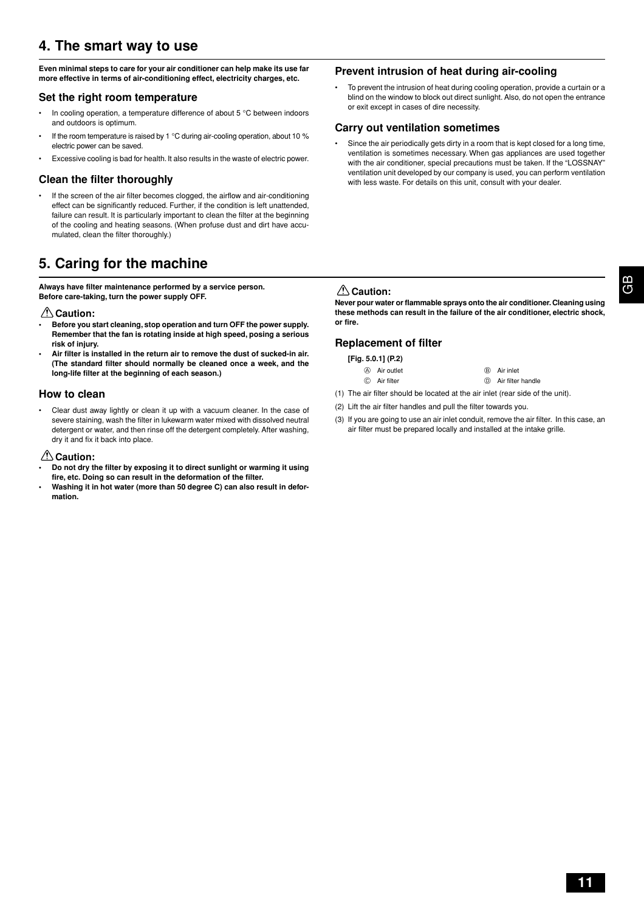## 4. The smart way to use

**Even minimal steps to care for your air conditioner can help make its use far more effective in terms of air-conditioning effect, electricity charges, etc.**

### Set the right room temperature

- In cooling operation, a temperature difference of about 5 °C between indoors and outdoors is optimum.
- If the room temperature is raised by 1 °C during air-cooling operation, about 10 % electric power can be saved.
- Excessive cooling is bad for health. It also results in the waste of electric power.

### Clean the filter thoroughly

- If the screen of the air filter becomes clogged, the airflow and air-conditioning effect can be significantly reduced. Further, if the condition is left unattended, failure can result. It is particularly important to clean the filter at the beginning of the cooling and heating seasons. (When profuse dust and dirt have accumulated, clean the filter thoroughly.)

### Prevent intrusion of heat during air-cooling

- To prevent the intrusion of heat during cooling operation, provide a curtain or a blind on the window to block out direct sunlight. Also, do not open the entrance or exit except in cases of dire necessity.

### Carry out ventilation sometimes

- Since the air periodically gets dirty in a room that is kept closed for a long time, ventilation is sometimes necessary. When gas appliances are used together with the air conditioner, special precautions must be taken. If the "LOSSNAY" ventilation unit developed by our company is used, you can perform ventilation with less waste. For details on this unit, consult with your dealer.

## 5. Caring for the machine

**Always have filter maintenance performed by a service person.**
**Before care-taking, turn the power supply OFF.**

### ⚠ Caution:

- **Before you start cleaning, stop operation and turn OFF the power supply. Remember that the fan is rotating inside at high speed, posing a serious risk of injury.**
- **Air filter is installed in the return air to remove the dust of sucked-in air. (The standard filter should normally be cleaned once a week, and the long-life filter at the beginning of each season.)**

### How to clean

- Clear dust away lightly or clean it up with a vacuum cleaner. In the case of severe staining, wash the filter in lukewarm water mixed with dissolved neutral detergent or water, and then rinse off the detergent completely. After washing, dry it and fix it back into place.

### ⚠ Caution:

- **Do not dry the filter by exposing it to direct sunlight or warming it using fire, etc. Doing so can result in the deformation of the filter.**
- **Washing it in hot water (more than 50 degree C) can also result in deformation.**

### ⚠ Caution:

**Never pour water or flammable sprays onto the air conditioner. Cleaning using these methods can result in the failure of the air conditioner, electric shock, or fire.**

### Replacement of filter

**[Fig. 5.0.1] (P.2)**

Ⓐ Air outlet
Ⓑ Air inlet
Ⓒ Air filter
Ⓓ Air filter handle

(1) The air filter should be located at the air inlet (rear side of the unit).

(2) Lift the air filter handles and pull the filter towards you.

(3) If you are going to use an air inlet conduit, remove the air filter. In this case, an air filter must be prepared locally and installed at the intake grille.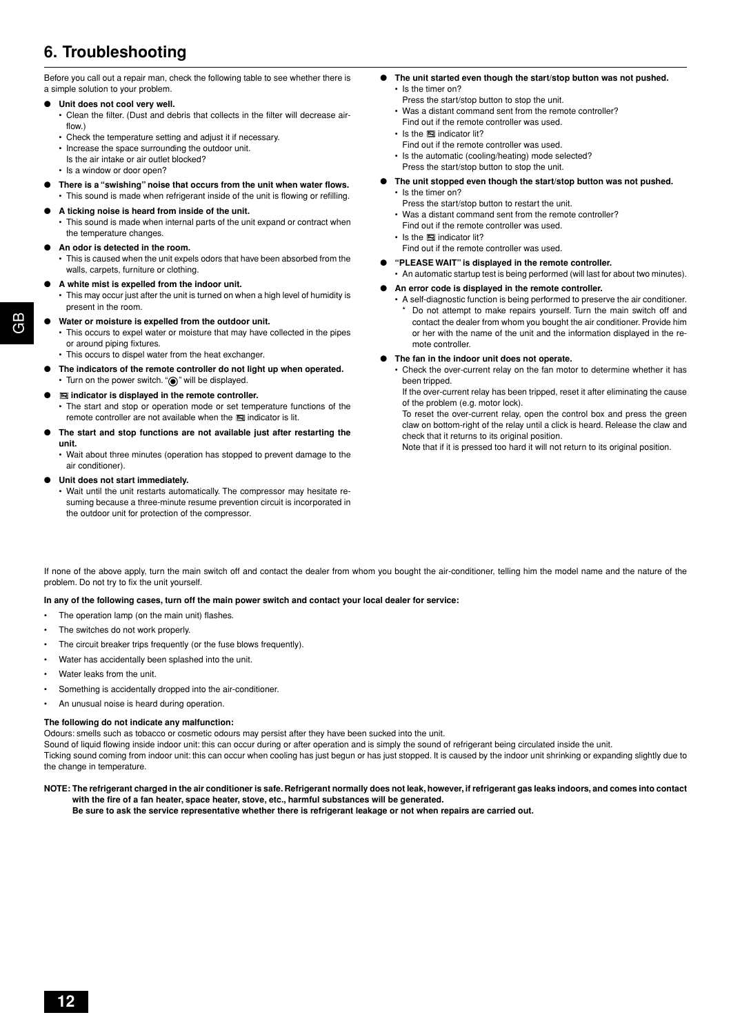# 6. Troubleshooting

Before you call out a repair man, check the following table to see whether there is a simple solution to your problem.

- **Unit does not cool very well.**
  - Clean the filter. (Dust and debris that collects in the filter will decrease air-flow.)
  - Check the temperature setting and adjust it if necessary.
  - Increase the space surrounding the outdoor unit. Is the air intake or air outlet blocked?
  - Is a window or door open?
- **There is a "swishing" noise that occurs from the unit when water flows.**
  - This sound is made when refrigerant inside of the unit is flowing or refilling.
- **A ticking noise is heard from inside of the unit.**
  - This sound is made when internal parts of the unit expand or contract when the temperature changes.
- **An odor is detected in the room.**
  - This is caused when the unit expels odors that have been absorbed from the walls, carpets, furniture or clothing.
- **A white mist is expelled from the indoor unit.**
  - This may occur just after the unit is turned on when a high level of humidity is present in the room.
- **Water or moisture is expelled from the outdoor unit.**
  - This occurs to expel water or moisture that may have collected in the pipes or around piping fixtures.
  - This occurs to dispel water from the heat exchanger.
- **The indicators of the remote controller do not light up when operated.**
  - Turn on the power switch. "◉" will be displayed.
- **▤ indicator is displayed in the remote controller.**
  - The start and stop or operation mode or set temperature functions of the remote controller are not available when the ▤ indicator is lit.
- **The start and stop functions are not available just after restarting the unit.**
  - Wait about three minutes (operation has stopped to prevent damage to the air conditioner).
- **Unit does not start immediately.**
  - Wait until the unit restarts automatically. The compressor may hesitate resuming because a three-minute resume prevention circuit is incorporated in the outdoor unit for protection of the compressor.
- **The unit started even though the start/stop button was not pushed.**
  - Is the timer on?
    Press the start/stop button to stop the unit.
  - Was a distant command sent from the remote controller?
    Find out if the remote controller was used.
  - Is the ▤ indicator lit?
    Find out if the remote controller was used.
  - Is the automatic (cooling/heating) mode selected?
    Press the start/stop button to stop the unit.
- **The unit stopped even though the start/stop button was not pushed.**
  - Is the timer on?
    Press the start/stop button to restart the unit.
  - Was a distant command sent from the remote controller?
    Find out if the remote controller was used.
  - Is the ▤ indicator lit?
    Find out if the remote controller was used.
- **"PLEASE WAIT" is displayed in the remote controller.**
  - An automatic startup test is being performed (will last for about two minutes).
- **An error code is displayed in the remote controller.**
  - A self-diagnostic function is being performed to preserve the air conditioner.
    * Do not attempt to make repairs yourself. Turn the main switch off and contact the dealer from whom you bought the air conditioner. Provide him or her with the name of the unit and the information displayed in the remote controller.
- **The fan in the indoor unit does not operate.**
  - Check the over-current relay on the fan motor to determine whether it has been tripped.
    If the over-current relay has been tripped, reset it after eliminating the cause of the problem (e.g. motor lock).
    To reset the over-current relay, open the control box and press the green claw on bottom-right of the relay until a click is heard. Release the claw and check that it returns to its original position.
    Note that if it is pressed too hard it will not return to its original position.

If none of the above apply, turn the main switch off and contact the dealer from whom you bought the air-conditioner, telling him the model name and the nature of the problem. Do not try to fix the unit yourself.

**In any of the following cases, turn off the main power switch and contact your local dealer for service:**

- The operation lamp (on the main unit) flashes.
- The switches do not work properly.
- The circuit breaker trips frequently (or the fuse blows frequently).
- Water has accidentally been splashed into the unit.
- Water leaks from the unit.
- Something is accidentally dropped into the air-conditioner.
- An unusual noise is heard during operation.

**The following do not indicate any malfunction:**

Odours: smells such as tobacco or cosmetic odours may persist after they have been sucked into the unit.

Sound of liquid flowing inside indoor unit: this can occur during or after operation and is simply the sound of refrigerant being circulated inside the unit.

Ticking sound coming from indoor unit: this can occur when cooling has just begun or has just stopped. It is caused by the indoor unit shrinking or expanding slightly due to the change in temperature.

**NOTE: The refrigerant charged in the air conditioner is safe. Refrigerant normally does not leak, however, if refrigerant gas leaks indoors, and comes into contact with the fire of a fan heater, space heater, stove, etc., harmful substances will be generated.**
**Be sure to ask the service representative whether there is refrigerant leakage or not when repairs are carried out.**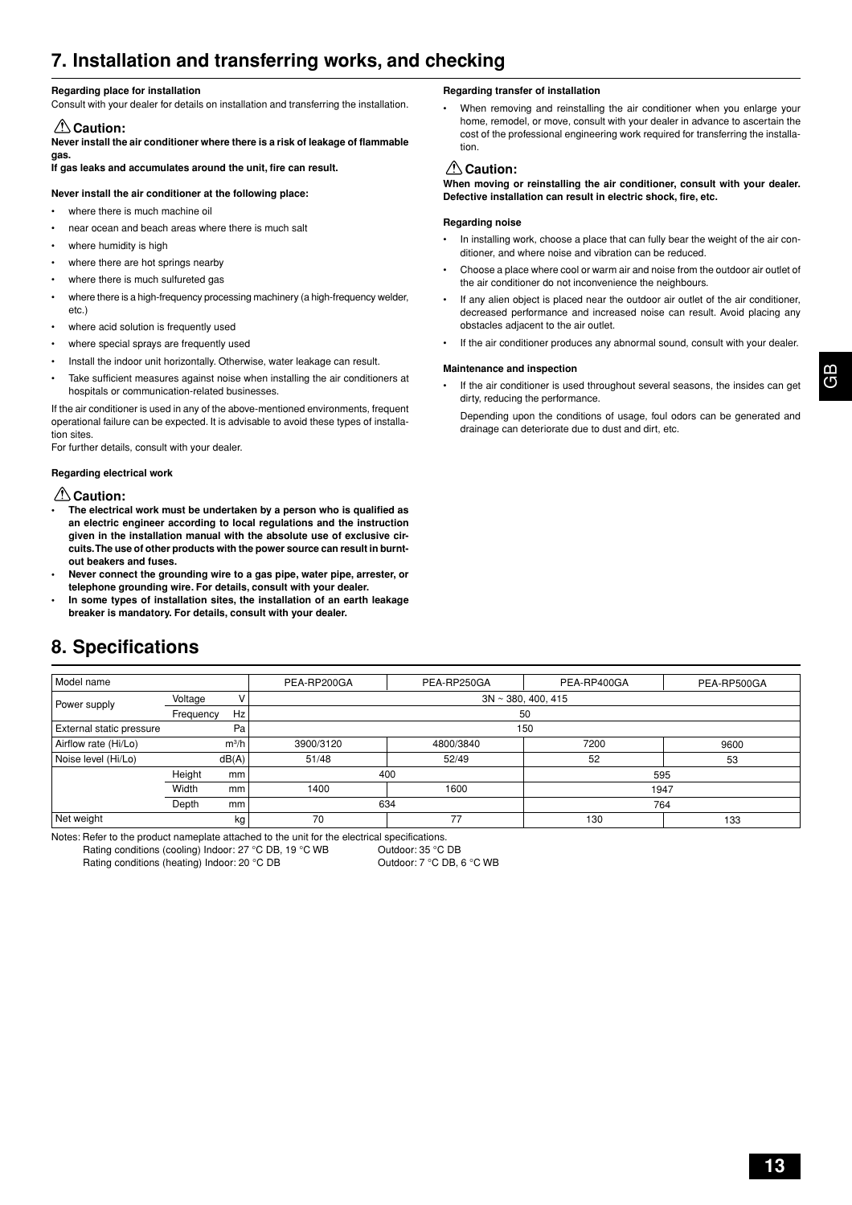# 7. Installation and transferring works, and checking

**Regarding place for installation**

Consult with your dealer for details on installation and transferring the installation.

### ⚠ Caution:

**Never install the air conditioner where there is a risk of leakage of flammable gas.**

**If gas leaks and accumulates around the unit, fire can result.**

**Never install the air conditioner at the following place:**

- where there is much machine oil
- near ocean and beach areas where there is much salt
- where humidity is high
- where there are hot springs nearby
- where there is much sulfureted gas
- where there is a high-frequency processing machinery (a high-frequency welder, etc.)
- where acid solution is frequently used
- where special sprays are frequently used
- Install the indoor unit horizontally. Otherwise, water leakage can result.
- Take sufficient measures against noise when installing the air conditioners at hospitals or communication-related businesses.

If the air conditioner is used in any of the above-mentioned environments, frequent operational failure can be expected. It is advisable to avoid these types of installation sites.
For further details, consult with your dealer.

**Regarding electrical work**

### ⚠ Caution:

- **The electrical work must be undertaken by a person who is qualified as an electric engineer according to local regulations and the instruction given in the installation manual with the absolute use of exclusive circuits. The use of other products with the power source can result in burnt-out beakers and fuses.**
- **Never connect the grounding wire to a gas pipe, water pipe, arrester, or telephone grounding wire. For details, consult with your dealer.**
- **In some types of installation sites, the installation of an earth leakage breaker is mandatory. For details, consult with your dealer.**

**Regarding transfer of installation**

- When removing and reinstalling the air conditioner when you enlarge your home, remodel, or move, consult with your dealer in advance to ascertain the cost of the professional engineering work required for transferring the installation.

### ⚠ Caution:

**When moving or reinstalling the air conditioner, consult with your dealer. Defective installation can result in electric shock, fire, etc.**

**Regarding noise**

- In installing work, choose a place that can fully bear the weight of the air conditioner, and where noise and vibration can be reduced.
- Choose a place where cool or warm air and noise from the outdoor air outlet of the air conditioner do not inconvenience the neighbours.
- If any alien object is placed near the outdoor air outlet of the air conditioner, decreased performance and increased noise can result. Avoid placing any obstacles adjacent to the air outlet.
- If the air conditioner produces any abnormal sound, consult with your dealer.

**Maintenance and inspection**

- If the air conditioner is used throughout several seasons, the insides can get dirty, reducing the performance.

  Depending upon the conditions of usage, foul odors can be generated and drainage can deteriorate due to dust and dirt, etc.

# 8. Specifications

| Model name | | | PEA-RP200GA | PEA-RP250GA | PEA-RP400GA | PEA-RP500GA |
|---|---|---|---|---|---|---|
| Power supply | Voltage | V | 3N ~ 380, 400, 415 | | | |
| | Frequency | Hz | 50 | | | |
| External static pressure | | Pa | 150 | | | |
| Airflow rate (Hi/Lo) | | m³/h | 3900/3120 | 4800/3840 | 7200 | 9600 |
| Noise level (Hi/Lo) | | dB(A) | 51/48 | 52/49 | 52 | 53 |
| | Height | mm | 400 | | 595 | |
| | Width | mm | 1400 | 1600 | 1947 | |
| | Depth | mm | 634 | | 764 | |
| Net weight | | kg | 70 | 77 | 130 | 133 |

Notes: Refer to the product nameplate attached to the unit for the electrical specifications.
Rating conditions (cooling) Indoor: 27 °C DB, 19 °C WB Outdoor: 35 °C DB
Rating conditions (heating) Indoor: 20 °C DB Outdoor: 7 °C DB, 6 °C WB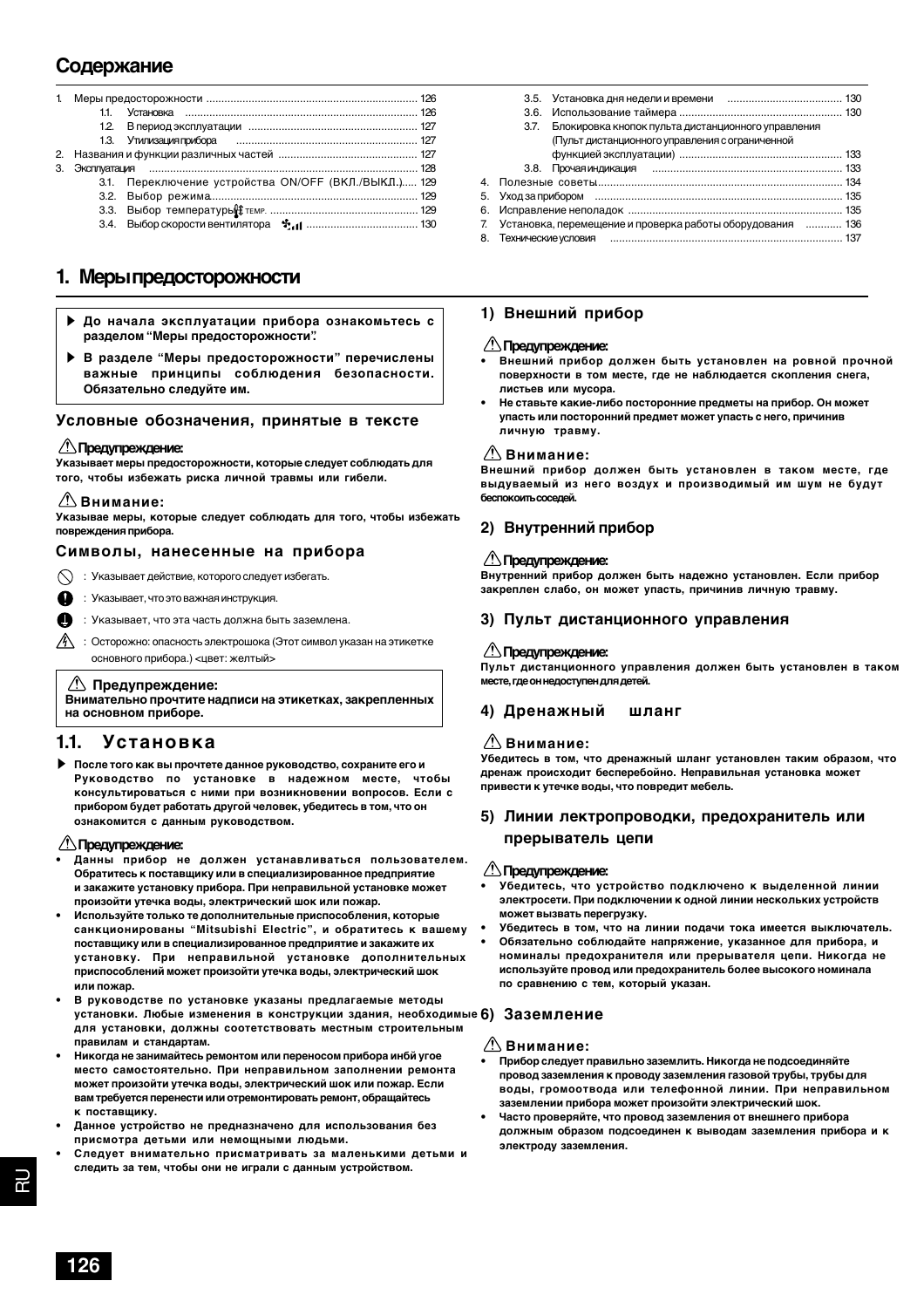# Содержание

1. Меры предосторожности ..................................................................... 126
   - 1.1. Установка ........................................................................... 126
   - 1.2. В период эксплуатации ....................................................... 127
   - 1.3. Утилизация прибора ........................................................... 127
2. Названия и функции различных частей ............................................. 127
3. Эксплуатация ........................................................................................ 128
   - 3.1. Переключение устройства ON/OFF (ВКЛ./ВЫКЛ.)..... 129
   - 3.2. Выбор режима................................................................... 129
   - 3.3. Выбор температуры TEMP. ................................................. 129
   - 3.4. Выбор скорости вентилятора ................................... 130
   - 3.5. Установка дня недели и времени ..................................... 130
   - 3.6. Использование таймера ..................................................... 130
   - 3.7. Блокировка кнопок пульта дистанционного управления (Пульт дистанционного управления с ограниченной функцией эксплуатации) ..................................................... 133
   - 3.8. Прочая индикация .............................................................. 133
4. Полезные советы................................................................................ 134
5. Уход за прибором ................................................................................ 135
6. Исправление неполадок ...................................................................... 135
7. Установка, перемещение и проверка работы оборудования ............ 136
8. Технические условия ........................................................................... 137

# 1. Меры предосторожности

- ▶ **До начала эксплуатации прибора ознакомьтесь с разделом "Меры предосторожности".**
- ▶ **В разделе "Меры предосторожности" перечислены важные принципы соблюдения безопасности. Обязательно следуйте им.**

### Условные обозначения, принятые в тексте

**⚠ Предупреждение:**
**Указывает меры предосторожности, которые следует соблюдать для того, чтобы избежать риска личной травмы или гибели.**

**⚠ Внимание:**
**Указывае меры, которые следует соблюдать для того, чтобы избежать повреждения прибора.**

### Символы, нанесенные на прибора

- ⃠ : Указывает действие, которого следует избегать.
- ❗ : Указывает, что это важная инструкция.
- ⏚ : Указывает, что эта часть должна быть заземлена.
- ⚠ : Осторожно: опасность электрошока (Этот символ указан на этикетке основного прибора.) <цвет: желтый>

**⚠ Предупреждение:**
**Внимательно прочтите надписи на этикетках, закрепленных на основном приборе.**

## 1.1. Установка

▶ **После того как вы прочтете данное руководство, сохраните его и Руководство по установке в надежном месте, чтобы консультироваться с ними при возникновении вопросов. Если с прибором будет работать другой человек, убедитесь в том, что он ознакомится с данным руководством.**

**⚠ Предупреждение:**

- **Данны прибор не должен устанавливаться пользователем. Обратитесь к поставщику или в специализированное предприятие и закажите установку прибора. При неправильной установке может произойти утечка воды, электрический шок или пожар.**
- **Используйте только те дополнительные приспособления, которые санкционированы "Mitsubishi Electric", и обратитесь к вашему поставщику или в специализированное предприятие и закажите их установку. При неправильной установке дополнительных приспособлений может произойти утечка воды, электрический шок или пожар.**
- **В руководстве по установке указаны предлагаемые методы установки. Любые изменения в конструкции здания, необходимые для установки, должны соответствовать местным строительным правилам и стандартам.**
- **Никогда не занимайтесь ремонтом или переносом прибора инбй угое место самостоятельно. При неправильном заполнении ремонта может произойти утечка воды, электрический шок или пожар. Если вам требуется перенести или отремонтировать ремонт, обращайтесь к поставщику.**
- **Данное устройство не предназначено для использования без присмотра детьми или немощными людьми.**
- **Следует внимательно присматривать за маленькими детьми и следить за тем, чтобы они не играли с данным устройством.**

### 1) Внешний прибор

**⚠ Предупреждение:**

- **Внешний прибор должен быть установлен на ровной прочной поверхности в том месте, где не наблюдается скопления снега, листьев или мусора.**
- **Не ставьте какие-либо посторонние предметы на прибор. Он может упасть или посторонний предмет может упасть с него, причинив личную травму.**

**⚠ Внимание:**
**Внешний прибор должен быть установлен в таком месте, где выдуваемый из него воздух и производимый им шум не будут беспокоить соседей.**

### 2) Внутренний прибор

**⚠ Предупреждение:**
**Внутренний прибор должен быть надежно установлен. Если прибор закреплен слабо, он может упасть, причинив личную травму.**

### 3) Пульт дистанционного управления

**⚠ Предупреждение:**
**Пульт дистанционного управления должен быть установлен в таком месте, где он недоступен для детей.**

### 4) Дренажный шланг

**⚠ Внимание:**
**Убедитесь в том, что дренажный шланг установлен таким образом, что дренаж происходит бесперебойно. Неправильная установка может привести к утечке воды, что повредит мебель.**

### 5) Линии лектропроводки, предохранитель или прерыватель цепи

**⚠ Предупреждение:**

- **Убедитесь, что устройство подключено к выделенной линии электросети. При подключении к одной линии нескольких устройств может вызвать перегрузку.**
- **Убедитесь в том, что на линии подачи тока имеется выключатель.**
- **Обязательно соблюдайте напряжение, указанное для прибора, и номиналы предохранителя или прерывателя цепи. Никогда не используйте провод или предохранитель более высокого номинала по сравнению с тем, который указан.**

### 6) Заземление

**⚠ Внимание:**

- **Прибор следует правильно заземлить. Никогда не подсоединяйте провод заземления к проводу заземления газовой трубы, трубы для воды, громоотвода или телефонной линии. При неправильном заземлении прибора может произойти электрический шок.**
- **Часто проверяйте, что провод заземления от внешнего прибора должным образом подсоединен к выводам заземления прибора и к электроду заземления.**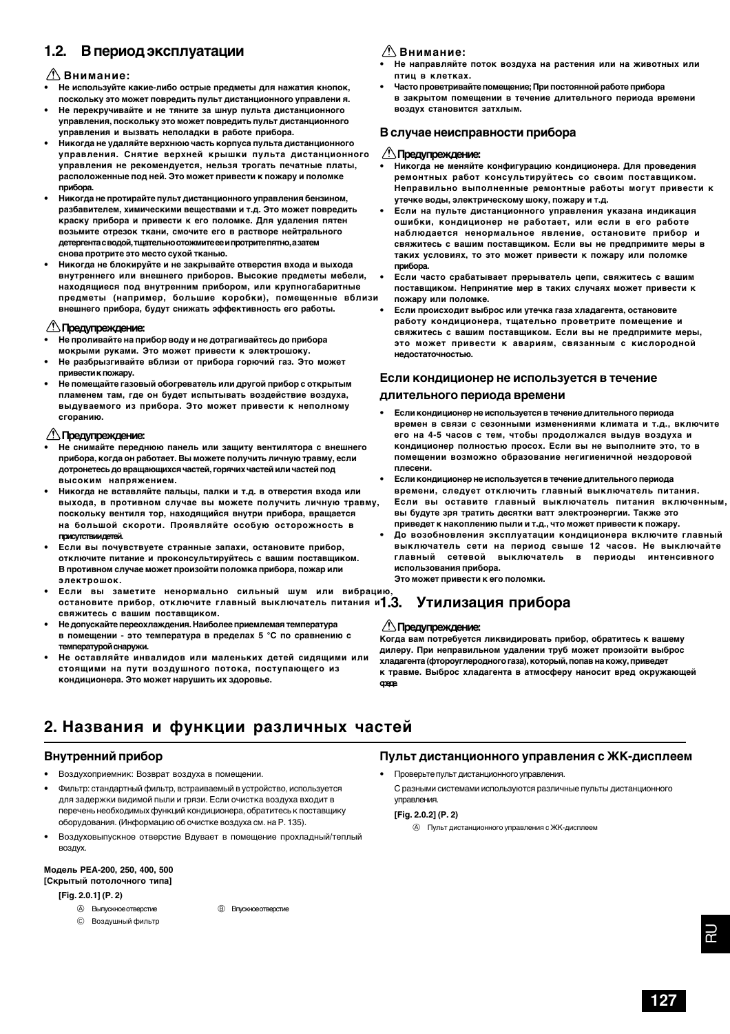## 1.2. В период эксплуатации

⚠ **Внимание:**

- **Не используйте какие-либо острые предметы для нажатия кнопок, поскольку это может повредить пульт дистанционного управлени я.**
- **Не перекручивайте и не тяните за шнур пульта дистанционного управления, поскольку это может повредить пульт дистанционного управления и вызвать неполадки в работе прибора.**
- **Никогда не удаляйте верхнюю часть корпуса пульта дистанционного управления. Снятие верхней крышки пульта дистанционного управления не рекомендуется, нельзя трогать печатные платы, расположенные под ней. Это может привести к пожару и поломке прибора.**
- **Никогда не протирайте пульт дистанционного управления бензином, разбавителем, химическими веществами и т.д. Это может повредить краску прибора и привести к его поломке. Для удаления пятен возьмите отрезок ткани, смочите его в растворе нейтрального детергента с водой, тщательно отожмите ее и протрите пятно, а затем снова протрите это место сухой тканью.**
- **Никогда не блокируйте и не закрывайте отверстия входа и выхода внутреннего или внешнего приборов. Высокие предметы мебели, находящиеся под внутренним прибором, или крупногабаритные предметы (например, большие коробки), помещенные вблизи внешнего прибора, будут снижать эффективность его работы.**

⚠ **Предупреждение:**

- **Не проливайте на прибор воду и не дотрагивайтесь до прибора мокрыми руками. Это может привести к электрошоку.**
- **Не разбрызгивайте вблизи от прибора горючий газ. Это может привести к пожару.**
- **Не помещайте газовый обогреватель или другой прибор с открытым пламенем там, где он будет испытывать воздействие воздуха, выдуваемого из прибора. Это может привести к неполному сгоранию.**

⚠ **Предупреждение:**

- **Не снимайте переднюю панель или защиту вентилятора с внешнего прибора, когда он работает. Вы можете получить личную травму, если дотронетесь до вращающихся частей, горячих частей или частей под высоким напряжением.**
- **Никогда не вставляйте пальцы, палки и т.д. в отверстия входа или выхода, в противном случае вы можете получить личную травму, поскольку вентиля тор, находящийся внутри прибора, вращается на большой скорости. Проявляйте особую осторожность в присутствии детей.**
- **Если вы почувствуете странные запахи, остановите прибор, отключите питание и проконсультируйтесь с вашим поставщиком. В противном случае может произойти поломка прибора, пожар или электрошок.**
- **Если вы заметите ненормально сильный шум или вибрацию, остановите прибор, отключите главный выключатель питания и свяжитесь с вашим поставщиком.**
- **Не допускайте переохлаждения. Наиболее приемлемая температура в помещении - это температура в пределах 5 °C по сравнению с температурой снаружи.**
- **Не оставляйте инвалидов или маленьких детей сидящими или стоящими на пути воздушного потока, поступающего из кондиционера. Это может нарушить их здоровье.**

⚠ **Внимание:**

- **Не направляйте поток воздуха на растения или на животных или птиц в клетках.**
- **Часто проветривайте помещение; При постоянной работе прибора в закрытом помещении в течение длительного периода времени воздух становится затхлым.**

### В случае неисправности прибора

⚠ **Предупреждение:**

- **Никогда не меняйте конфигурацию кондиционера. Для проведения ремонтных работ консультируйтесь со своим поставщиком. Неправильно выполненные ремонтные работы могут привести к утечке воды, электрическому шоку, пожару и т.д.**
- **Если на пульте дистанционного управления указана индикация ошибки, кондиционер не работает, или если в его работе наблюдается ненормальное явление, остановите прибор и свяжитесь с вашим поставщиком. Если вы не предпримите меры в таких условиях, то это может привести к пожару или поломке прибора.**
- **Если часто срабатывает прерыватель цепи, свяжитесь с вашим поставщиком. Непринятие мер в таких случаях может привести к пожару или поломке.**
- **Если происходит выброс или утечка газа хладагента, остановите работу кондиционера, тщательно проветрите помещение и свяжитесь с вашим поставщиком. Если вы не предпримите меры, это может привести к авариям, связанным с кислородной недостаточностью.**

### Если кондиционер не используется в течение длительного периода времени

- **Если кондиционер не используется в течение длительного периода времен в связи с сезонными изменениями климата и т.д., включите его на 4-5 часов с тем, чтобы продолжался выдув воздуха и кондиционер полностью просох. Если вы не выполните это, то в помещении возможно образование негигиеничной нездоровой плесени.**
- **Если кондиционер не используется в течение длительного периода времени, следует отключить главный выключатель питания. Если вы оставите главный выключатель питания включенным, вы будуте зря тратить десятки ватт электроэнергии. Также это приведет к накоплению пыли и т.д., что может привести к пожару.**
- **До возобновления эксплуатации кондиционера включите главный выключатель сети на период свыше 12 часов. Не выключайте главный сетевой выключатель в периоды интенсивного использования прибора. Это может привести к его поломки.**

## 1.3. Утилизация прибора

⚠ **Предупреждение:**

**Когда вам потребуется ликвидировать прибор, обратитесь к вашему дилеру. При неправильном удалении труб может произойти выброс хладагента (фтороуглеродного газа), который, попав на кожу, приведет к травме. Выброс хладагента в атмосферу наносит вред окружающей среде.**

# 2. Названия и функции различных частей

### Внутренний прибор

- Воздухоприемник: Возврат воздуха в помещении.
- Фильтр: стандартный фильтр, встраиваемый в устройство, используется для задержки видимой пыли и грязи. Если очистка воздуха входит в перечень необходимых функций кондиционера, обратитесь к поставщику оборудования. (Информацию об очистке воздуха см. на P. 135).
- Воздуховыпускное отверстие Вдувает в помещение прохладный/теплый воздух.

**Модель PEA-200, 250, 400, 500**
**[Скрытый потолочного типа]**

**[Fig. 2.0.1] (P. 2)**

Ⓐ Выпускное отверстие
Ⓑ Впускное отверстие
Ⓒ Воздушный фильтр

### Пульт дистанционного управления с ЖК-дисплеем

- Проверьте пульт дистанционного управления.

  С разными системами используются различные пульты дистанционного управления.

**[Fig. 2.0.2] (P. 2)**

Ⓐ Пульт дистанционного управления с ЖК-дисплеем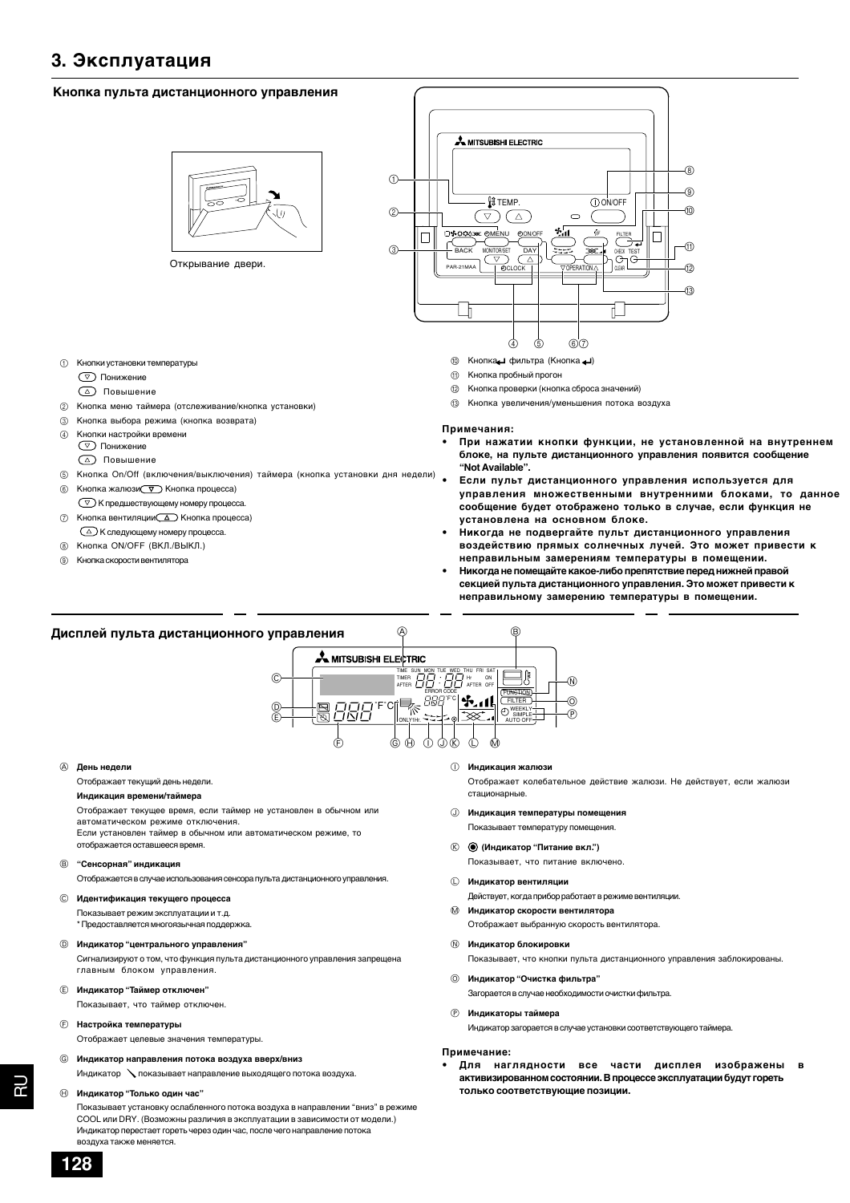# 3. Эксплуатация

## Кнопка пульта дистанционного управления

Открывание двери.

① Кнопки установки температуры
- (▽) Понижение
- (△) Повышение

② Кнопка меню таймера (отслеживание/кнопка установки)

③ Кнопка выбора режима (кнопка возврата)

④ Кнопки настройки времени
- (▽) Понижение
- (△) Повышение

⑤ Кнопка On/Off (включения/выключения) таймера (кнопка установки дня недели)

⑥ Кнопка жалюзи (▽ Кнопка процесса)
- (▽) К предшествующему номеру процесса.

⑦ Кнопка вентиляции (△ Кнопка процесса)
- (△) К следующему номеру процесса.

⑧ Кнопка ON/OFF (ВКЛ./ВЫКЛ.)

⑨ Кнопка скорости вентилятора

⑩ Кнопка ↵ фильтра (Кнопка ↵)

⑪ Кнопка пробный прогон

⑫ Кнопка проверки (кнопка сброса значений)

⑬ Кнопка увеличения/уменьшения потока воздуха

**Примечания:**
- **При нажатии кнопки функции, не установленной на внутреннем блоке, на пульте дистанционного управления появится сообщение "Not Available".**
- **Если пульт дистанционного управления используется для управления множественными внутренними блоками, то данное сообщение будет отображено только в случае, если функция не установлена на основном блоке.**
- **Никогда не подвергайте пульт дистанционного управления воздействию прямых солнечных лучей. Это может привести к неправильным замерениям температуры в помещении.**
- **Никогда не помещайте какое-либо препятствие перед нижней правой секцией пульта дистанционного управления. Это может привести к неправильному замерению температуры в помещении.**

## Дисплей пульта дистанционного управления

Ⓐ **День недели**
Отображает текущий день недели.
**Индикация времени/таймера**
Отображает текущее время, если таймер не установлен в обычном или автоматическом режиме отключения.
Если установлен таймер в обычном или автоматическом режиме, то отображается оставшееся время.

Ⓑ **"Сенсорная" индикация**
Отображается в случае использования сенсора пульта дистанционного управления.

Ⓒ **Идентификация текущего процесса**
Показывает режим эксплуатации и т.д.
\* Предоставляется многоязычная поддержка.

Ⓓ **Индикатор "центрального управления"**
Сигнализируют о том, что функция пульта дистанционного управления запрещена главным блоком управления.

Ⓔ **Индикатор "Таймер отключен"**
Показывает, что таймер отключен.

Ⓕ **Настройка температуры**
Отображает целевые значения температуры.

Ⓖ **Индикатор направления потока воздуха вверх/вниз**
Индикатор ╲ показывает направление выходящего потока воздуха.

Ⓗ **Индикатор "Только один час"**
Показывает установку ослабленного потока воздуха в направлении "вниз" в режиме COOL или DRY. (Возможны различия в эксплуатации в зависимости от модели.) Индикатор перестает гореть через один час, после чего направление потока воздуха также меняется.

Ⓘ **Индикация жалюзи**
Отображает колебательное действие жалюзи. Не действует, если жалюзи стационарные.

Ⓙ **Индикация температуры помещения**
Показывает температуру помещения.

Ⓚ ◉ **(Индикатор "Питание вкл.")**
Показывает, что питание включено.

Ⓛ **Индикатор вентиляции**
Действует, когда прибор работает в режиме вентиляции.

Ⓜ **Индикатор скорости вентилятора**
Отображает выбранную скорость вентилятора.

Ⓝ **Индикатор блокировки**
Показывает, что кнопки пульта дистанционного управления заблокированы.

Ⓞ **Индикатор "Очистка фильтра"**
Загорается в случае необходимости очистки фильтра.

Ⓟ **Индикаторы таймера**
Индикатор загорается в случае установки соответствующего таймера.

**Примечание:**
- **Для наглядности все части дисплея изображены в активизированном состоянии. В процессе эксплуатации будут гореть только соответствующие позиции.**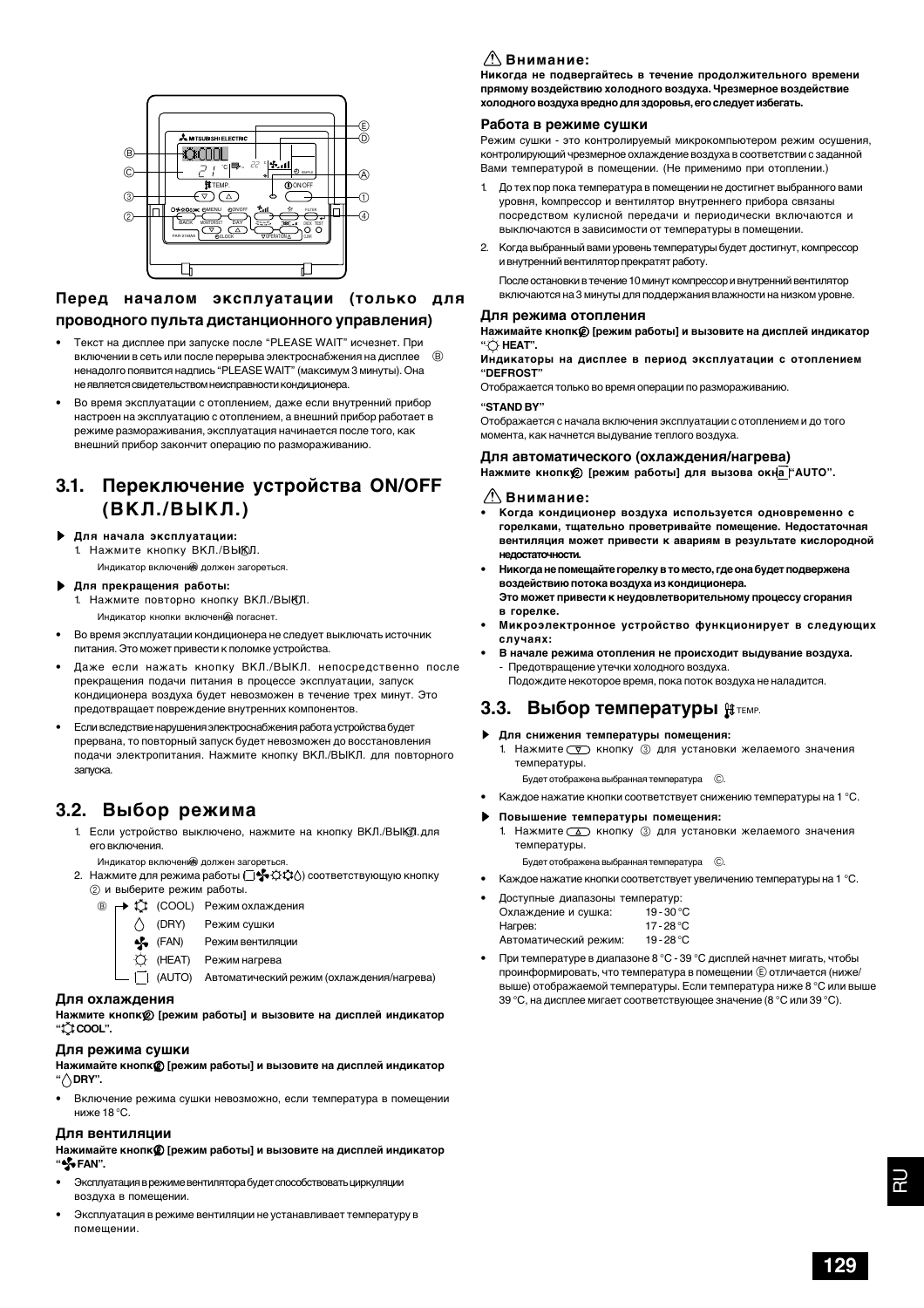### Перед началом эксплуатации (только для проводного пульта дистанционного управления)

- Текст на дисплее при запуске после “PLEASE WAIT” исчезнет. При включении в сеть или после перерыва электроснабжения на дисплее Ⓑ ненадолго появится надпись “PLEASE WAIT” (максимум 3 минуты). Она не является свидетельством неисправности кондиционера.
- Во время эксплуатации с отоплением, даже если внутренний прибор настроен на эксплуатацию с отоплением, а внешний прибор работает в режиме размораживания, эксплуатация начинается после того, как внешний прибор закончит операцию по размораживанию.

## 3.1. Переключение устройства ON/OFF (ВКЛ./ВЫКЛ.)

▶ **Для начала эксплуатации:**
1. Нажмите кнопку ВКЛ./ВЫКЛ. ①

   Индикатор включения Ⓐ должен загореться.

▶ **Для прекращения работы:**
1. Нажмите повторно кнопку ВКЛ./ВЫКЛ. ①

   Индикатор кнопки включения Ⓐ погаснет.

- Во время эксплуатации кондиционера не следует выключать источник питания. Это может привести к поломке устройства.
- Даже если нажать кнопку ВКЛ./ВЫКЛ. непосредственно после прекращения подачи питания в процессе эксплуатации, запуск кондиционера воздуха будет невозможен в течение трех минут. Это предотвращает повреждение внутренних компонентов.
- Если вследствие нарушения электроснабжения работа устройства будет прервана, то повторный запуск будет невозможен до восстановления подачи электропитания. Нажмите кнопку ВКЛ./ВЫКЛ. для повторного запуска.

## 3.2. Выбор режима

1. Если устройство выключено, нажмите на кнопку ВКЛ./ВЫКЛ. ① для его включения.

   Индикатор включения Ⓐ должен загореться.
2. Нажмите для режима работы соответствующую кнопку ② и выберите режим работы.

Ⓑ
- (COOL) Режим охлаждения
- (DRY) Режим сушки
- (FAN) Режим вентиляции
- (HEAT) Режим нагрева
- (AUTO) Автоматический режим (охлаждения/нагрева)

### Для охлаждения
**Нажмите кнопку ② [режим работы] и вызовите на дисплей индикатор “COOL”.**

### Для режима сушки
**Нажимайте кнопку ② [режим работы] и вызовите на дисплей индикатор “DRY”.**

- Включение режима сушки невозможно, если температура в помещении ниже 18 °C.

### Для вентиляции
**Нажимайте кнопку ② [режим работы] и вызовите на дисплей индикатор “FAN”.**

- Эксплуатация в режиме вентилятора будет способствовать циркуляции воздуха в помещении.
- Эксплуатация в режиме вентиляции не устанавливает температуру в помещении.

⚠ **Внимание:**
**Никогда не подвергайтесь в течение продолжительного времени прямому воздействию холодного воздуха. Чрезмерное воздействие холодного воздуха вредно для здоровья, его следует избегать.**

### Работа в режиме сушки
Режим сушки - это контролируемый микрокомпьютером режим осушения, контролирующий чрезмерное охлаждение воздуха в соответствии с заданной Вами температурой в помещении. (Не применимо при отоплении.)

1. До тех пор пока температура в помещении не достигнет выбранного вами уровня, компрессор и вентилятор внутреннего прибора связаны посредством кулисной передачи и периодически включаются и выключаются в зависимости от температуры в помещении.
2. Когда выбранный вами уровень температуры будет достигнут, компрессор и внутренний вентилятор прекратят работу.

   После остановки в течение 10 минут компрессор и внутренний вентилятор включаются на 3 минуты для поддержания влажности на низком уровне.

### Для режима отопления
**Нажимайте кнопку ② [режим работы] и вызовите на дисплей индикатор “HEAT”.**

**Индикаторы на дисплее в период эксплуатации с отоплением “DEFROST”**

Отображается только во время операции по размораживанию.

**“STAND BY”**

Отображается с начала включения эксплуатации с отоплением и до того момента, как начнется выдувание теплого воздуха.

### Для автоматического (охлаждения/нагрева)
**Нажмите кнопку ② [режим работы] для вызова окна “AUTO”.**

⚠ **Внимание:**
- **Когда кондиционер воздуха используется одновременно с горелками, тщательно проветривайте помещение. Недостаточная вентиляция может привести к авариям в результате кислородной недостаточности.**
- **Никогда не помещайте горелку в то место, где она будет подвержена воздействию потока воздуха из кондиционера. Это может привести к неудовлетворительному процессу сгорания в горелке.**
- **Микроэлектронное устройство функционирует в следующих случаях:**
- **В начале режима отопления не происходит выдувание воздуха.**
  - Предотвращение утечки холодного воздуха. Подождите некоторое время, пока поток воздуха не наладится.

## 3.3. Выбор температуры TEMP.

▶ **Для снижения температуры помещения:**
1. Нажмите кнопку ③ для установки желаемого значения температуры.

   Будет отображена выбранная температура Ⓒ.

- Каждое нажатие кнопки соответствует снижению температуры на 1 °C.

▶ **Повышение температуры помещения:**
1. Нажмите кнопку ③ для установки желаемого значения температуры.

   Будет отображена выбранная температура Ⓒ.

- Каждое нажатие кнопки соответствует увеличению температуры на 1 °C.
- Доступные диапазоны температур:

| | |
|---|---|
| Охлаждение и сушка: | 19 - 30 °C |
| Нагрев: | 17 - 28 °C |
| Автоматический режим: | 19 - 28 °C |

- При температуре в диапазоне 8 °C - 39 °C дисплей начнет мигать, чтобы проинформировать, что температура в помещении Ⓔ отличается (ниже/выше) отображаемой температуры. Если температура ниже 8 °C или выше 39 °C, на дисплее мигает соответствующее значение (8 °C или 39 °C).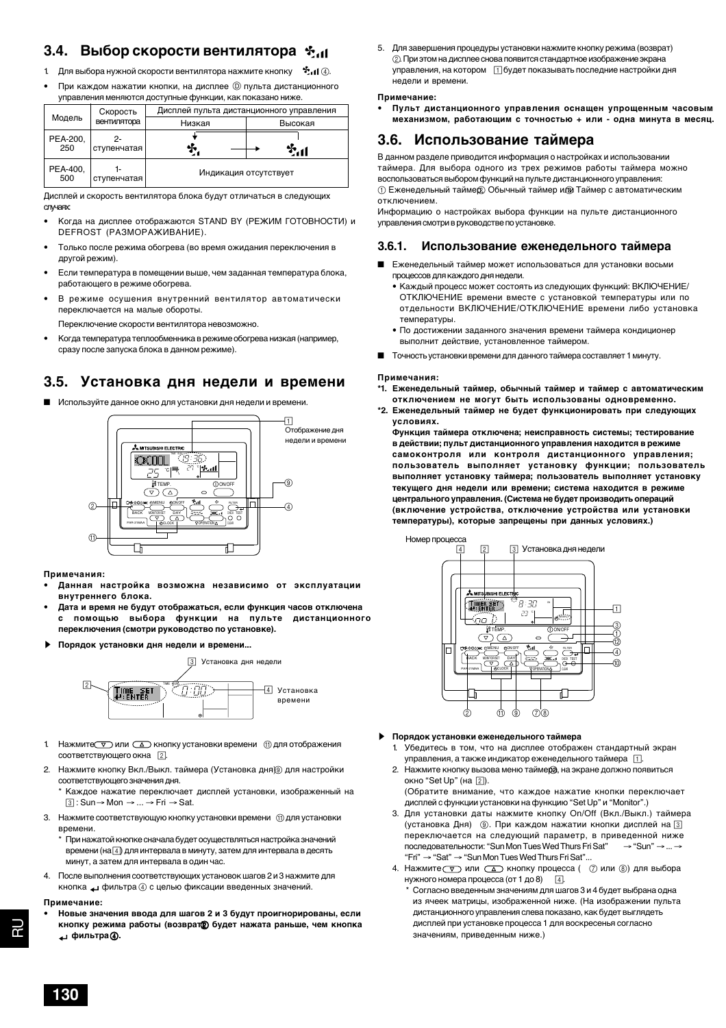## 3.4. Выбор скорости вентилятора

1. Для выбора нужной скорости вентилятора нажмите кнопку ④.

- При каждом нажатии кнопки, на дисплее Ⓓ пульта дистанционного управления меняются доступные функции, как показано ниже.

| Модель | Скорость вентилятора | Дисплей пульта дистанционного управления | |
|---|---|---|---|
| | | Низкая | Высокая |
| PEA-200, 250 | 2-ступенчатая | | |
| PEA-400, 500 | 1-ступенчатая | Индикация отсутствует | |

Дисплей и скорость вентилятора блока будут отличаться в следующих случаях:

- Когда на дисплее отображаются STAND BY (РЕЖИМ ГОТОВНОСТИ) и DEFROST (РАЗМОРАЖИВАНИЕ).
- Только после режима обогрева (во время ожидания переключения в другой режим).
- Если температура в помещении выше, чем заданная температура блока, работающего в режиме обогрева.
- В режиме осушения внутренний вентилятор автоматически переключается на малые обороты.

  Переключение скорости вентилятора невозможно.
- Когда температура теплообменника в режиме обогрева низкая (например, сразу после запуска блока в данном режиме).

## 3.5. Установка дня недели и времени

■ Используйте данное окно для установки дня недели и времени.

1 Отображение дня недели и времени

**Примечания:**
- **Данная настройка возможна независимо от эксплуатации внутреннего блока.**
- **Дата и время не будут отображаться, если функция часов отключена с помощью выбора функции на пульте дистанционного переключения (смотри руководство по установке).**

▶ **Порядок установки дня недели и времени...**

3 Установка дня недели

4 Установка времени

1. Нажмите или кнопку установки времени ⑪ для отображения соответствующего окна 2.
2. Нажмите кнопку Вкл./Выкл. таймера (Установка дня) ⑨ для настройки соответствующего значения дня.
   \* Каждое нажатие переключает дисплей установки, изображенный на 3 : Sun → Mon → ... → Fri → Sat.
3. Нажмите соответствующую кнопку установки времени ⑪ для установки времени.
   \* При нажатой кнопке сначала будет осуществляться настройка значений времени (на 4) для интервала в минуту, затем для интервала в десять минут, а затем для интервала в один час.
4. После выполнения соответствующих установок шагов 2 и 3 нажмите для кнопка фильтра ④ с целью фиксации введенных значений.

**Примечание:**
- **Новые значения ввода для шагов 2 и 3 будут проигнорированы, если кнопку режима работы (возврат) ② будет нажата раньше, чем кнопка фильтра ④.**

5. Для завершения процедуры установки нажмите кнопку режима (возврат) ②. При этом на дисплее снова появится стандартное изображение экрана управления, на котором 1 будет показывать последние настройки дня недели и времени.

**Примечание:**
- **Пульт дистанционного управления оснащен упрощенным часовым механизмом, работающим с точностью + или - одна минута в месяц.**

## 3.6. Использование таймера

В данном разделе приводится информация о настройках и использовании таймера. Для выбора одного из трех режимов работы таймера можно воспользоваться выбором функций на пульте дистанционного управления: ① Еженедельный таймер, ② Обычный таймер или ③ Таймер с автоматическим отключением.

Информацию о настройках выбора функции на пульте дистанционного управления смотри в руководстве по установке.

### 3.6.1. Использование еженедельного таймера

■ Еженедельный таймер может использоваться для установки восьми процессов для каждого дня недели.
- Каждый процесс может состоять из следующих функций: ВКЛЮЧЕНИЕ/ОТКЛЮЧЕНИЕ времени вместе с установкой температуры или по отдельности ВКЛЮЧЕНИЕ/ОТКЛЮЧЕНИЕ времени либо установка температуры.
- По достижении заданного значения времени таймера кондиционер выполнит действие, установленное таймером.

■ Точность установки времени для данного таймера составляет 1 минуту.

**Примечания:**

**\*1. Еженедельный таймер, обычный таймер и таймер с автоматическим отключением не могут быть использованы одновременно.**

**\*2. Еженедельный таймер не будет функционировать при следующих условиях.**
**Функция таймера отключена; неисправность системы; тестирование в действии; пульт дистанционного управления находится в режиме самоконтроля или контроля дистанционного управления; пользователь выполняет установку функции; пользователь выполняет установку таймера; пользователь выполняет установку текущего дня недели или времени; система находится в режиме центрального управления. (Система не будет производить операций (включение устройства, отключение устройства или установки температуры), которые запрещены при данных условиях.)**

Номер процесса

3 Установка дня недели

▶ **Порядок установки еженедельного таймера**

1. Убедитесь в том, что на дисплее отображен стандартный экран управления, а также индикатор еженедельного таймера 1.
2. Нажмите кнопку вызова меню таймера ⑫, на экране должно появиться окно "Set Up" (на 2).
   (Обратите внимание, что каждое нажатие кнопки переключает дисплей с функции установки на функцию "Set Up" и "Monitor".)
3. Для установки даты нажмите кнопку On/Off (Вкл./Выкл.) таймера (установка Дня) ⑨. При каждом нажатии кнопки дисплей на 3 переключается на следующий параметр, в приведенной ниже последовательности: "Sun Mon Tues Wed Thurs Fri Sat" → "Sun" → ... → "Fri" → "Sat" → "Sun Mon Tues Wed Thurs Fri Sat"...
4. Нажмите или кнопку процесса ( ⑦ или ⑧) для выбора нужного номера процесса (от 1 до 8) 4.
   \* Согласно введенным значениям для шагов 3 и 4 будет выбрана одна из ячеек матрицы, изображенной ниже. (На изображении пульта дистанционного управления слева показано, как будет выглядеть дисплей при установке процесса 1 для воскресенья согласно значениям, приведенным ниже.)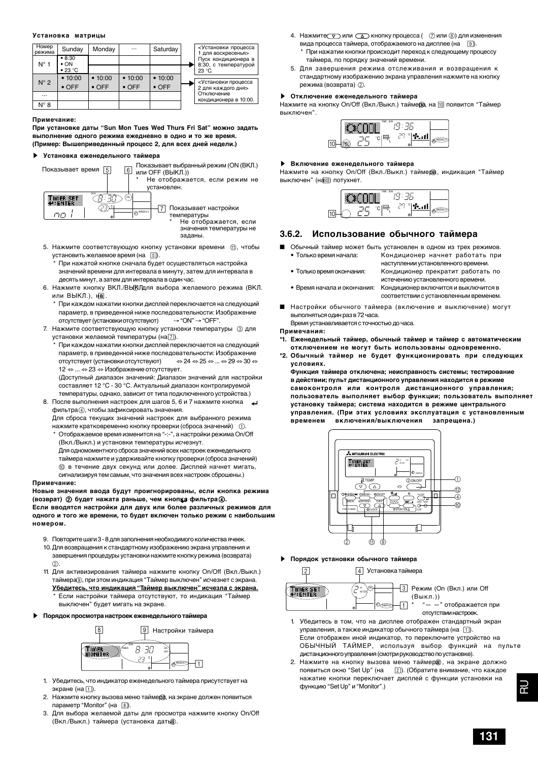**Установка матрицы**

| Номер режима | Sunday | Monday | ... | Saturday |
|---|---|---|---|---|
| N° 1 | • 8:30 • ON • 23 °C | | | |
| N° 2 | • 10:00 • OFF | • 10:00 • OFF | • 10:00 • OFF | • 10:00 • OFF |
| ... | | | | |
| N° 8 | | | | |

<Установки процесса 1 для воскресенья> Пуск кондиционера в 8:30, с температурой 23 °C.

<Установки процесса 2 для каждого дня> Отключение кондиционера в 10:00.

**Примечание:**

**При установке даты "Sun Mon Tues Wed Thurs Fri Sat" можно задать выполнение одного режима ежедневно в одно и то же время. (Пример: Вышеприведенный процесс 2, для всех дней недели.)**

▶ **Установка еженедельного таймера**

Показывает время [5]

[6] Показывает выбранный режим (ON (ВКЛ.) или OFF (ВЫКЛ.))
* Не отображается, если режим не установлен.

[7] Показывает настройки температуры
* Не отображается, если значения температуры не заданы.

5. Нажмите соответствующую кнопку установки времени ⑪, чтобы установить желаемое время (на [5]).
   * При нажатой кнопке сначала будет осуществляться настройка значений времени для интервала в минуту, затем для интервала в десять минут, а затем для интервала в один час.
6. Нажмите кнопку ВКЛ./ВЫКЛ. ⑨ для выбора желаемого режима (ВКЛ. или ВЫКЛ.), на [6].
   * При каждом нажатии кнопки дисплей переключается на следующий параметр, в приведенной ниже последовательности: Изображение отсутствует (установки отсутствуют) → "ON" → "OFF".
7. Нажмите соответствующую кнопку установки температуры ③ для установки желаемой температуры (на [7]).
   * При каждом нажатии кнопки дисплей переключается на следующий параметр, в приведенной ниже последовательности: Изображение отсутствует (установки отсутствуют) ⇔ 24 ⇔ 25 ⇔ ... ⇔ 29 ⇔ 30 ⇔ 12 ⇔ ... ⇔ 23 ⇔ Изображение отсутствует.
   (Доступный диапазон значений: Диапазон значений для настройки составляет 12 °C - 30 °C. Актуальный диапазон контролируемой температуры, однако, зависит от типа подключенного устройства.)
8. После выполнения настроек для шагов 5, 6 и 7 нажмите кнопка фильтра ④, чтобы зафиксировать значения.
   Для сброса текущих значений настроек для выбранного режима нажмите кратковременно кнопку проверки (сброса значений) ⑩.
   * Отображаемое время изменится на "-:-", а настройки режима On/Off (Вкл./Выкл.) и установки температуры исчезнут.
   Для одномоментного сброса значений всех настроек еженедельного таймера нажмите и удерживайте кнопку проверки (сброса значений) ⑩ в течение двух секунд или долее. Дисплей начнет мигать, сигнализируя тем самым, что значения всех настроек сброшены.)

**Примечание:**

**Новые значения ввода будут проигнорированы, если кнопка режима (возврат) ② будет нажата раньше, чем кнопка фильтра ④.**

**Если вводятся настройки для двух или более различных режимов для одного и того же времени, то будет включен только режим с наибольшим номером.**

9. Повторите шаги 3 - 8 для заполнения необходимого количества ячеек.
10. Для возвращения к стандартному изображению экрана управления и завершения процедуры установки нажмите кнопку режима (возврата) ②.
11. Для активизирования таймера нажмите кнопку On/Off (Вкл./Выкл.) таймера ⑨, при этом индикация "Таймер выключен" исчезнет с экрана. **Убедитесь, что индикация "Таймер выключен" исчезла с экрана.**
    * Если настройки таймера отсутствуют, то индикация "Таймер выключен" будет мигать на экране.

▶ **Порядок просмотра настроек еженедельного таймера**

[8] [9] Настройки таймера [1]

1. Убедитесь, что индикатор еженедельного таймера присутствует на экране (на [1]).
2. Нажмите кнопку вызова меню таймера ⑫, на экране должен появиться параметр "Monitor" (на [8]).
3. Для выбора желаемой даты для просмотра нажмите кнопку On/Off (Вкл./Выкл.) таймера (установка даты) ⑨.
4. Нажмите (▽) или (△) кнопку процесса (⑦ или ⑧) для изменения вида процесса таймера, отображаемого на дисплее (на [9]).
   * При нажатии кнопки происходит переход к следующему процессу таймера, по порядку значений времени.
5. Для завершения режима отслеживания и возвращения к стандартному изображению экрана управления нажмите на кнопку режима (возврата) ②.

▶ **Отключение еженедельного таймера**

Нажмите на кнопку On/Off (Вкл./Выкл.) таймера ⑨, на [10] появится "Таймер выключен".

▶ **Включение еженедельного таймера**

Нажмите на кнопку On/Off (Вкл./Выкл.) таймера ⑨, индикация "Таймер выключен" (на [10]) потухнет.

### 3.6.2. Использование обычного таймера

- Обычный таймер может быть установлен в одном из трех режимов.
  - Только время начала: Кондиционер начнет работать при наступлении установленного времени.
  - Только время окончания: Кондиционер прекратит работать по истечению установленного времени.
  - Время начала и окончания: Кондиционер включится и выключится в соответствии с установленным временем.
- Настройки обычного таймера (включение и выключение) могут выполняться один раз в 72 часа.
  Время устанавливается с точностью до часа.

**Примечания:**

**\*1. Еженедельный таймер, обычный таймер и таймер с автоматическим отключением не могут быть использованы одновременно.**

**\*2. Обычный таймер не будет функционировать при следующих условиях.**
**Функция таймера отключена; неисправность системы; тестирование в действии; пульт дистанционного управления находится в режиме самоконтроля или контроля дистанционного управления; пользователь выполняет выбор функции; пользователь выполняет установку таймера; система находится в режиме центрального управления. (При этих условиях эксплуатация с установленным временем включения/выключения запрещена.)**

▶ **Порядок установки обычного таймера**

[2] [4] Установка таймера

[3] Режим (On (Вкл.) или Off (Выкл.))
[1] * "— —" отображается при отсутствии настроек.

1. Убедитесь в том, что на дисплее отображен стандартный экран управления, а также индикатор обычного таймера (на [1]).
   Если отображен иной индикатор, то переключите устройство на ОБЫЧНЫЙ ТАЙМЕР, используя выбор функций на пульте дистанционного управления (смотри руководство по установке).
2. Нажмите на кнопку вызова меню таймера ⑫, на экране должно появиться окно "Set Up" (на [2]). (Обратите внимание, что каждое нажатие кнопки переключает дисплей с функции установки на функцию "Set Up" и "Monitor".)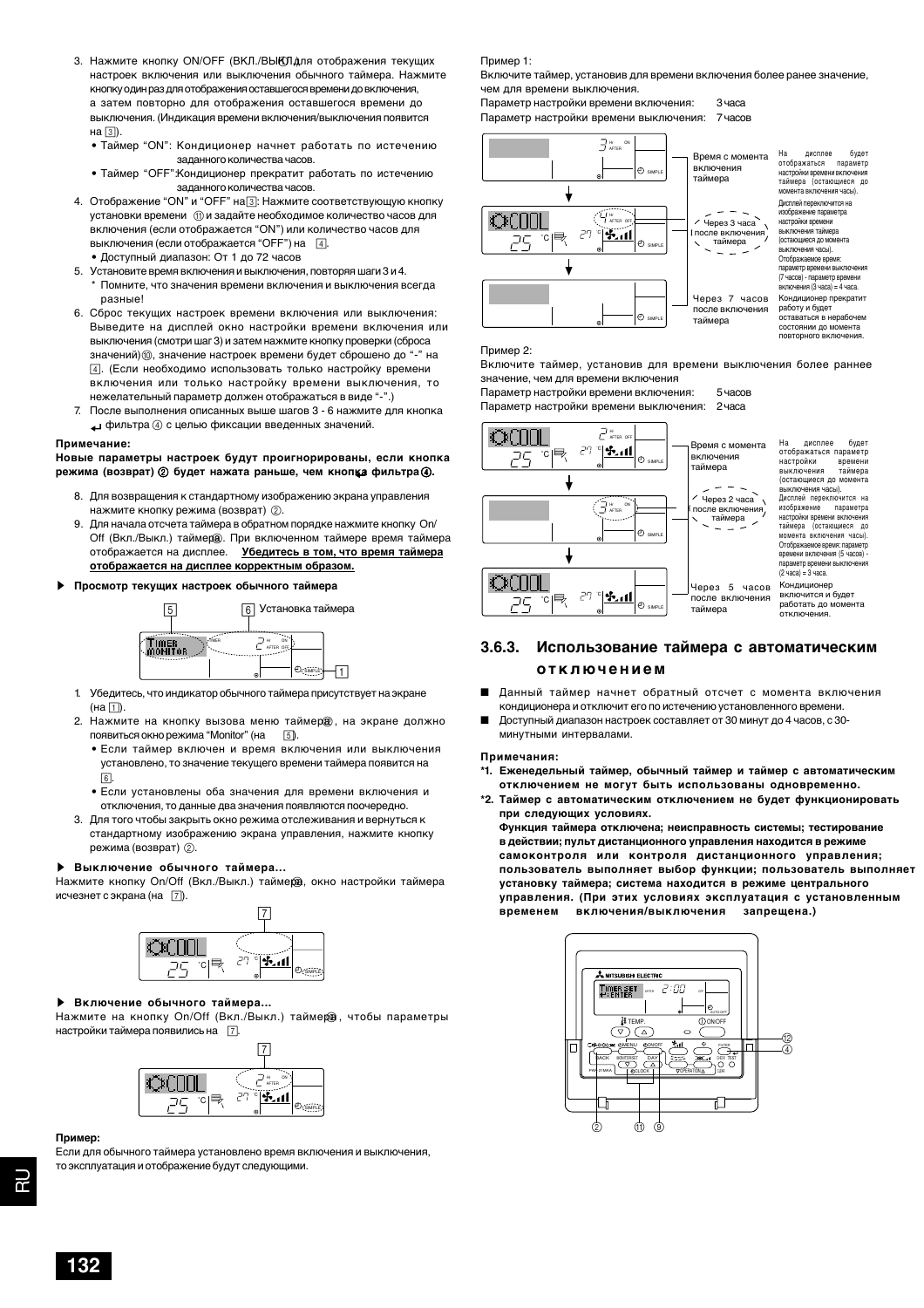3. Нажмите кнопку ON/OFF (ВКЛ./ВЫКЛ.) для отображения текущих настроек включения или выключения обычного таймера. Нажмите кнопку один раз для отображения оставшегося времени до включения, а затем повторно для отображения оставшегося времени до выключения. (Индикация времени включения/выключения появится на [3]).
   - Таймер "ON": Кондиционер начнет работать по истечению заданного количества часов.
   - Таймер "OFF": Кондиционер прекратит работать по истечению заданного количества часов.
4. Отображение "ON" и "OFF" на [3]: Нажмите соответствующую кнопку установки времени ⑪ и задайте необходимое количество часов для включения (если отображается "ON") или количество часов для выключения (если отображается "OFF") на [4].
   - Доступный диапазон: От 1 до 72 часов
5. Установите время включения и выключения, повторяя шаги 3 и 4.
   - \* Помните, что значения времени включения и выключения всегда разные!
6. Сброс текущих настроек времени включения или выключения: Выведите на дисплей окно настройки времени включения или выключения (смотри шаг 3) и затем нажмите кнопку проверки (сброса значений) ⑩, значение настроек времени будет сброшено до "-" на [4]. (Если необходимо использовать только настройку времени включения или только настройку времени выключения, то нежелательный параметр должен отображаться в виде "-".)
7. После выполнения описанных выше шагов 3 - 6 нажмите для кнопка ↵ фильтра ④ с целью фиксации введенных значений.

**Примечание:**

**Новые параметры настроек будут проигнорированы, если кнопка режима (возврат) ② будет нажата раньше, чем кнопка ↵ фильтра ④.**

8. Для возвращения к стандартному изображению экрана управления нажмите кнопку режима (возврат) ②.
9. Для начала отсчета таймера в обратном порядке нажмите кнопку On/Off (Вкл./Выкл.) таймера ⑨. При включенном таймере время таймера отображается на дисплее. <u>**Убедитесь в том, что время таймера отображается на дисплее корректным образом.**</u>

▶ **Просмотр текущих настроек обычного таймера**

[5] [6] Установка таймера [1]

1. Убедитесь, что индикатор обычного таймера присутствует на экране (на [1]).
2. Нажмите на кнопку вызова меню таймера ⑫, на экране должно появиться окно режима "Monitor" (на [5]).
   - Если таймер включен и время включения или выключения установлено, то значение текущего времени таймера появится на [6].
   - Если установлены оба значения для времени включения и отключения, то данные два значения появляются поочередно.
3. Для того чтобы закрыть окно режима отслеживания и вернуться к стандартному изображению экрана управления, нажмите кнопку режима (возврат) ②.

▶ **Выключение обычного таймера...**

Нажмите кнопку On/Off (Вкл./Выкл.) таймера ⑨, окно настройки таймера исчезнет с экрана (на [7]).

▶ **Включение обычного таймера...**

Нажмите на кнопку On/Off (Вкл./Выкл.) таймера ⑨, чтобы параметры настройки таймера появились на [7].

**Пример:**

Если для обычного таймера установлено время включения и выключения, то эксплуатация и отображение будут следующими.

Пример 1:

Включите таймер, установив для времени включения более ранее значение, чем для времени выключения.

Параметр настройки времени включения: 3 часа
Параметр настройки времени выключения: 7 часов

Время с момента включения таймера — На дисплее будет отображаться параметр настройки времени включения таймера (остающиеся до момента включения часы).

Через 3 часа после включения таймера — Дисплей переключится на изображение параметра настройки времени выключения таймера (остающиеся до момента выключения часы). Отображаемое время: параметр времени выключения (7 часов) - параметр времени включения (3 часа) = 4 часа.

Через 7 часов после включения таймера — Кондиционер прекратит работу и будет оставаться в нерабочем состоянии до момента повторного включения.

Пример 2:

Включите таймер, установив для времени выключения более раннее значение, чем для времени включения

Параметр настройки времени включения: 5 часов
Параметр настройки времени выключения: 2 часа

Время с момента включения таймера — На дисплее будет отображаться параметр настройки времени выключения таймера (остающиеся до момента выключения часы).

Через 2 часа после включения таймера — Дисплей переключится на изображение параметра настройки времени включения таймера (остающиеся до момента включения часы). Отображаемое время: параметр времени включения (5 часов) - параметр времени выключения (2 часа) = 3 часа.

Через 5 часов после включения таймера — Кондиционер включится и будет работать до момента отключения.

### 3.6.3. Использование таймера с автоматическим отключением

- Данный таймер начнет обратный отсчет с момента включения кондиционера и отключит его по истечению установленного времени.
- Доступный диапазон настроек составляет от 30 минут до 4 часов, с 30-минутными интервалами.

**Примечания:**

**\*1. Еженедельный таймер, обычный таймер и таймер с автоматическим отключением не могут быть использованы одновременно.**

**\*2. Таймер с автоматическим отключением не будет функционировать при следующих условиях.**
**Функция таймера отключена; неисправность системы; тестирование в действии; пульт дистанционного управления находится в режиме самоконтроля или контроля дистанционного управления; пользователь выполняет выбор функции; пользователь выполняет установку таймера; система находится в режиме центрального управления. (При этих условиях эксплуатация с установленным временем включения/выключения запрещена.)**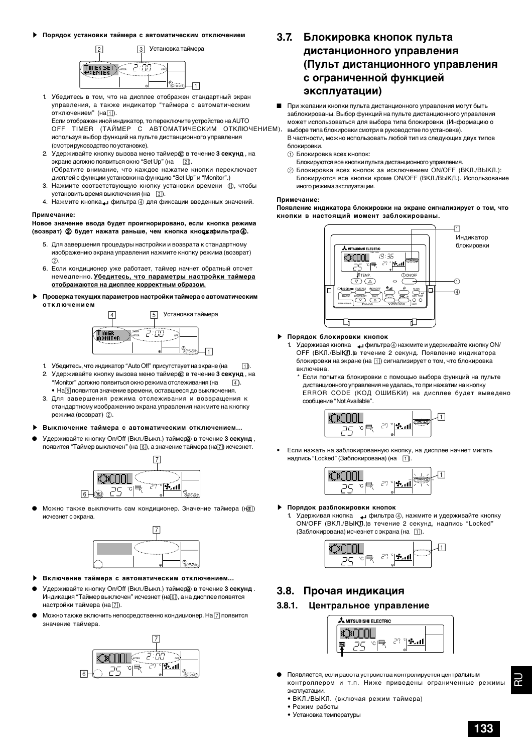▶ **Порядок установки таймера с автоматическим отключением**

[2] [3] Установка таймера

[1]

1. Убедитесь в том, что на дисплее отображен стандартный экран управления, а также индикатор "таймера с автоматическим отключением" (на [1]).
   Если отображен иной индикатор, то переключите устройство на AUTO OFF TIMER (ТАЙМЕР С АВТОМАТИЧЕСКИМ ОТКЛЮЧЕНИЕМ), используя выбор функций на пульте дистанционного управления (смотри руководство по установке).
2. Удерживайте кнопку вызова меню таймера ⑫ в течение **3 секунд**, на экране должно появиться окно "Set Up" (на [2]).
   (Обратите внимание, что каждое нажатие кнопки переключает дисплей с функции установки на функцию "Set Up" и "Monitor".)
3. Нажмите соответствующую кнопку установки времени ⑪, чтобы установить время выключения (на [3]).
4. Нажмите кнопка ↵ фильтра ④ для фиксации введенных значений.

**Примечание:**

**Новое значение ввода будет проигнорировано, если кнопка режима (возврат) ② будет нажата раньше, чем кнопка кнопка ↵ фильтра ④.**

5. Для завершения процедуры настройки и возврата к стандартному изображению экрана управления нажмите кнопку режима (возврат) ②.
6. Если кондиционер уже работает, таймер начнет обратный отсчет немедленно. **Убедитесь, что параметры настройки таймера отображаются на дисплее корректным образом.**

▶ **Проверка текущих параметров настройки таймера с автоматическим отключением**

[4] [5] Установка таймера

[1]

1. Убедитесь, что индикатор "Auto Off" присутствует на экране (на [1]).
2. Удерживайте кнопку вызова меню таймера ⑫ в течение **3 секунд**, на "Monitor" должно появиться окно режима отслеживания (на [4]).
   • На [5] появится значение времени, оставшееся до выключения.
3. Для завершения режима отслеживания и возвращения к стандартному изображению экрана управления нажмите на кнопку режима (возврат) ②.

▶ **Выключение таймера с автоматическим отключением...**

● Удерживайте кнопку On/Off (Вкл./Выкл.) таймера ⑩ в течение **3 секунд**, появится "Таймер выключен" (на [6]), а значение таймера (на [7]) исчезнет.

[7]

[6]

● Можно также выключить сам кондиционер. Значение таймера (на [7]) исчезнет с экрана.

[7]

▶ **Включение таймера с автоматическим отключением...**

● Удерживайте кнопку On/Off (Вкл./Выкл.) таймера ⑩ в течение **3 секунд**. Индикация "Таймер выключен" исчезнет (на [6]), а на дисплее появятся настройки таймера (на [7]).

● Можно также включить непосредственно кондиционер. На [7] появится значение таймера.

[7]

[6]

## 3.7. Блокировка кнопок пульта дистанционного управления (Пульт дистанционного управления с ограниченной функцией эксплуатации)

■ При желании кнопки пульта дистанционного управления могут быть заблокированы. Выбор функций на пульте дистанционного управления может использоваться для выбора типа блокировки. (Информацию о выборе типа блокировки смотри в руководстве по установке).
В частности, можно использовать любой тип из следующих двух типов блокировки.
① Блокировка всех кнопок:
Блокируются все кнопки пульта дистанционного управления.
② Блокировка всех кнопок за исключением ON/OFF (ВКЛ./ВЫКЛ.):
Блокируются все кнопки кроме ON/OFF (ВКЛ./ВЫКЛ.). Использование иного режима эксплуатации.

**Примечание:**

**Появление индикатора блокировки на экране сигнализирует о том, что кнопки в настоящий момент заблокированы.**

[1] Индикатор блокировки

①

④

▶ **Порядок блокировки кнопок**

1. Удерживая кнопка ↵ фильтра ④ нажмите и удерживайте кнопку ON/OFF (ВКЛ./ВЫКЛ.) ① в течение 2 секунд. Появление индикатора блокировки на экране (на [1]) сигнализирует о том, что блокировка включена.
   * Если попытка блокировки с помощью выбора функций на пульте дистанционного управления не удалась, то при нажатии на кнопку ERROR CODE (КОД ОШИБКИ) на дисплее будет выведено сообщение "Not Available".

[1]

• Если нажать на заблокированную кнопку, на дисплее начнет мигать надпись "Locked" (Заблокирована) (на [1]).

[1]

▶ **Порядок разблокировки кнопок**

1. Удерживая кнопка ↵ фильтра ④, нажмите и удерживайте кнопку ON/OFF (ВКЛ./ВЫКЛ.) ① в течение 2 секунд, надпись "Locked" (Заблокирована) исчезнет с экрана (на [1]).

[1]

## 3.8. Прочая индикация

### 3.8.1. Центральное управление

● Появляется, если работа устройства контролируется центральным контроллером и т.п. Ниже приведены ограниченные режимы эксплуатации.
• ВКЛ./ВЫКЛ. (включая режим таймера)
• Режим работы
• Установка температуры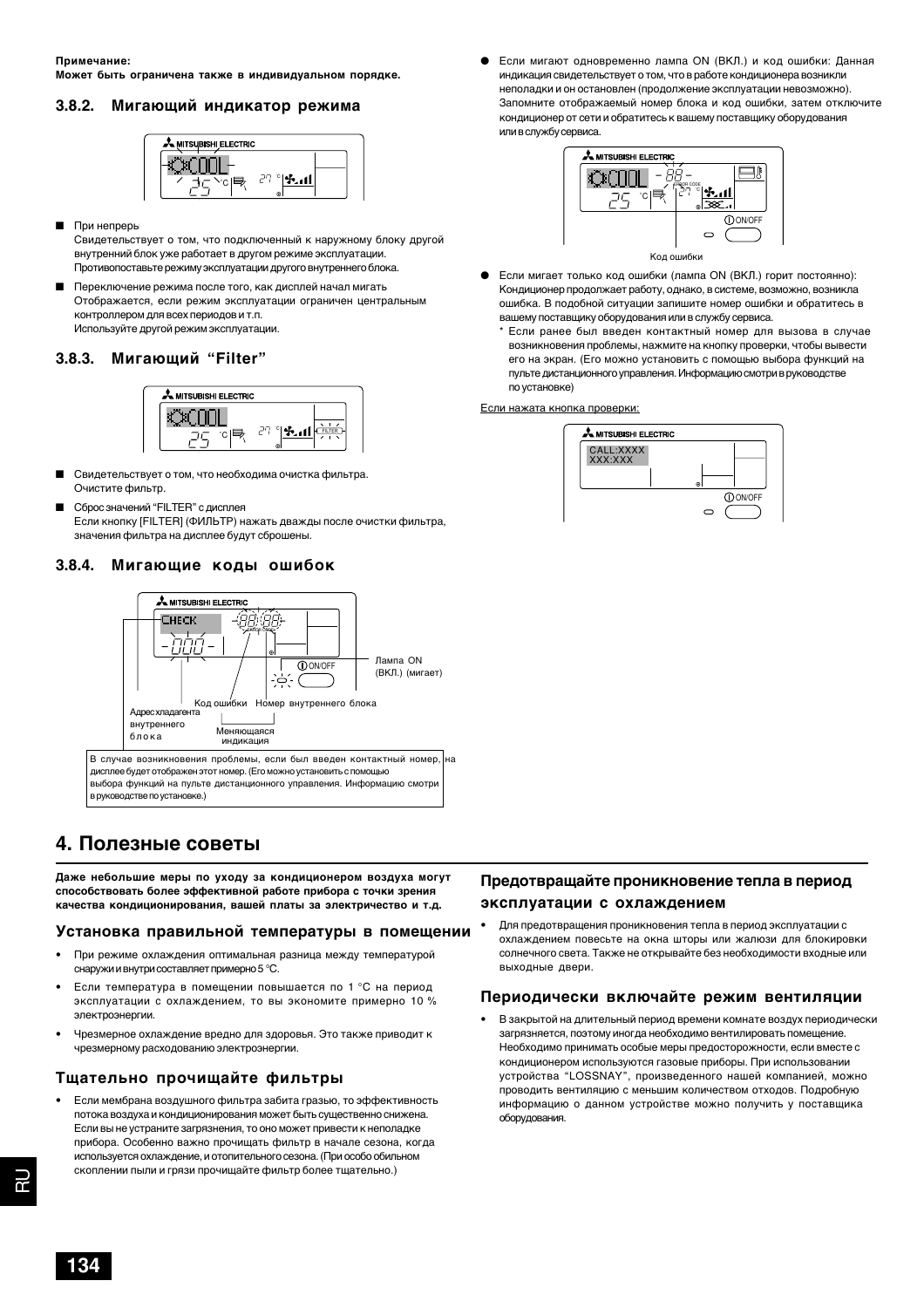**Примечание:**
**Может быть ограничена также в индивидуальном порядке.**

### 3.8.2. Мигающий индикатор режима

- При непрерь
  Свидетельствует о том, что подключенный к наружному блоку другой внутренний блок уже работает в другом режиме эксплуатации. Противопоставьте режиму эксплуатации другого внутреннего блока.
- Переключение режима после того, как дисплей начал мигать
  Отображается, если режим эксплуатации ограничен центральным контроллером для всех периодов и т.п.
  Используйте другой режим эксплуатации.

### 3.8.3. Мигающий “Filter”

- Свидетельствует о том, что необходима очистка фильтра. Очистите фильтр.
- Сброс значений “FILTER” с дисплея
  Если кнопку [FILTER] (ФИЛЬТР) нажать дважды после очистки фильтра, значения фильтра на дисплее будут сброшены.

### 3.8.4. Мигающие коды ошибок

Адрес хладагента внутреннего блока

Код ошибки

Номер внутреннего блока

Меняющаяся индикация

Лампа ON (ВКЛ.) (мигает)

В случае возникновения проблемы, если был введен контактный номер, на дисплее будет отображен этот номер. (Его можно установить с помощью выбора функций на пульте дистанционного управления. Информацию смотри в руководстве по установке.)

- Если мигают одновременно лампа ON (ВКЛ.) и код ошибки: Данная индикация свидетельствует о том, что в работе кондиционера возникли неполадки и он остановлен (продолжение эксплуатации невозможно). Запомните отображаемый номер блока и код ошибки, затем отключите кондиционер от сети и обратитесь к вашему поставщику оборудования или в службу сервиса.

Код ошибки

- Если мигает только код ошибки (лампа ON (ВКЛ.) горит постоянно): Кондиционер продолжает работу, однако, в системе, возможно, возникла ошибка. В подобной ситуации запишите номер ошибки и обратитесь в вашему поставщику оборудования или в службу сервиса.
  \* Если ранее был введен контактный номер для вызова в случае возникновения проблемы, нажмите на кнопку проверки, чтобы вывести его на экран. (Его можно установить с помощью выбора функций на пульте дистанционного управления. Информацию смотри в руководстве по установке)

Если нажата кнопка проверки:

CALL:XXXX
XXX:XXX

## 4. Полезные советы

**Даже небольшие меры по уходу за кондиционером воздуха могут способствовать более эффективной работе прибора с точки зрения качества кондиционирования, вашей платы за электричество и т.д.**

### Установка правильной температуры в помещении

- При режиме охлаждения оптимальная разница между температурой снаружи и внутри составляет примерно 5 °C.
- Если температура в помещении повышается по 1 °C на период эксплуатации с охлаждением, то вы экономите примерно 10 % электроэнергии.
- Чрезмерное охлаждение вредно для здоровья. Это также приводит к чрезмерному расходованию электроэнергии.

### Тщательно прочищайте фильтры

- Если мембрана воздушного фильтра забита грязью, то эффективность потока воздуха и кондиционирования может быть существенно снижена. Если вы не устраните загрязнения, то оно может привести к неполадке прибора. Особенно важно прочищать фильтр в начале сезона, когда используется охлаждение, и отопительного сезона. (При особо обильном скоплении пыли и грязи прочищайте фильтр более тщательно.)

### Предотвращайте проникновение тепла в период эксплуатации с охлаждением

- Для предотвращения проникновения тепла в период эксплуатации с охлаждением повесьте на окна шторы или жалюзи для блокировки солнечного света. Также не открывайте без необходимости входные или выходные двери.

### Периодически включайте режим вентиляции

- В закрытой на длительный период времени комнате воздух периодически загрязняется, поэтому иногда необходимо вентилировать помещение. Необходимо принимать особые меры предосторожности, если вместе с кондиционером используются газовые приборы. При использовании устройства “LOSSNAY”, произведенного нашей компанией, можно проводить вентиляцию с меньшим количеством отходов. Подробную информацию о данном устройстве можно получить у поставщика оборудования.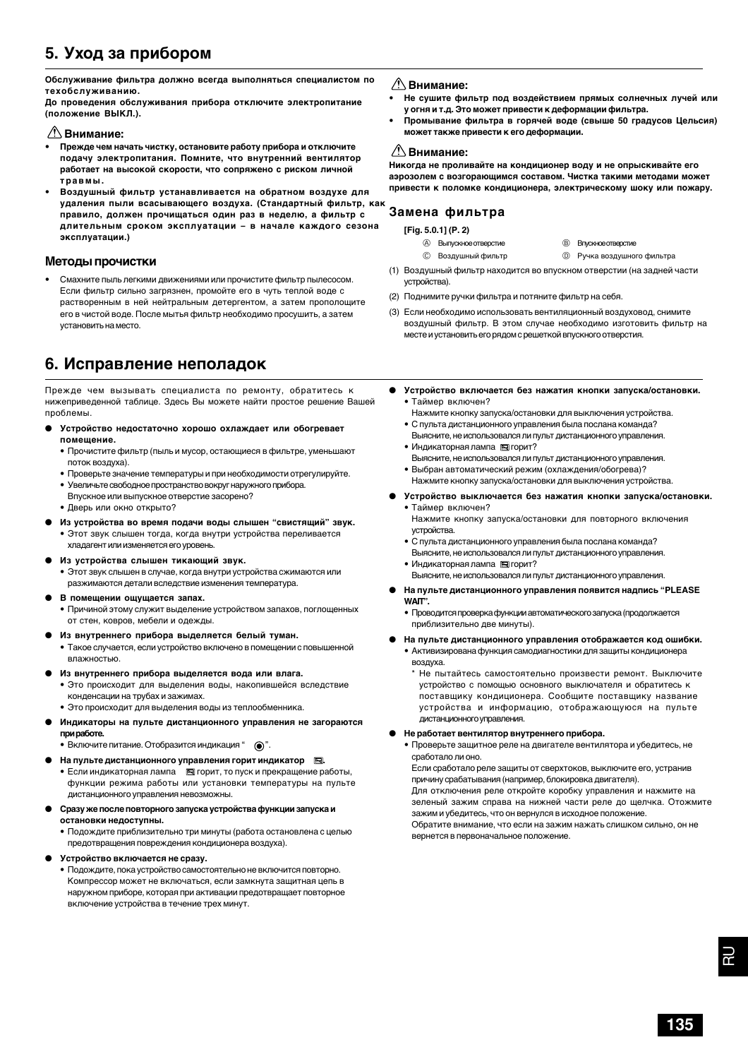# 5. Уход за прибором

**Обслуживание фильтра должно всегда выполняться специалистом по техобслуживанию.**
**До проведения обслуживания прибора отключите электропитание (положение ВЫКЛ.).**

### ⚠ Внимание:

- **Прежде чем начать чистку, остановите работу прибора и отключите подачу электропитания. Помните, что внутренний вентилятор работает на высокой скорости, что сопряжено с риском личной травмы.**
- **Воздушный фильтр устанавливается на обратном воздухе для удаления пыли всасывающего воздуха. (Стандартный фильтр, как правило, должен прочищаться один раз в неделю, а фильтр с длительным сроком эксплуатации – в начале каждого сезона эксплуатации.)**

## Методы прочистки

- Смахните пыль легкими движениями или прочистите фильтр пылесосом. Если фильтр сильно загрязнен, промойте его в чуть теплой воде с растворенным в ней нейтральным детергентом, а затем прополощите его в чистой воде. После мытья фильтр необходимо просушить, а затем установить на место.

### ⚠ Внимание:

- **Не сушите фильтр под воздействием прямых солнечных лучей или у огня и т.д. Это может привести к деформации фильтра.**
- **Промывание фильтра в горячей воде (свыше 50 градусов Цельсия) может также привести к его деформации.**

### ⚠ Внимание:

**Никогда не проливайте на кондиционер воду и не опрыскивайте его аэрозолем с возгорающимся составом. Чистка такими методами может привести к поломке кондиционера, электрическому шоку или пожару.**

## Замена фильтра

**[Fig. 5.0.1] (P. 2)**

Ⓐ Выпускное отверстие
Ⓑ Впускное отверстие
Ⓒ Воздушный фильтр
Ⓓ Ручка воздушного фильтра

(1) Воздушный фильтр находится во впускном отверстии (на задней части устройства).

(2) Поднимите ручки фильтра и потяните фильтр на себя.

(3) Если необходимо использовать вентиляционный воздуховод, снимите воздушный фильтр. В этом случае необходимо изготовить фильтр на месте и установить его рядом с решеткой впускного отверстия.

# 6. Исправление неполадок

Прежде чем вызывать специалиста по ремонту, обратитесь к нижеприведенной таблице. Здесь Вы можете найти простое решение Вашей проблемы.

- **Устройство недостаточно хорошо охлаждает или обогревает помещение.**
  - Прочистите фильтр (пыль и мусор, остающиеся в фильтре, уменьшают поток воздуха).
  - Проверьте значение температуры и при необходимости отрегулируйте.
  - Увеличьте свободное пространство вокруг наружного прибора. Впускное или выпускное отверстие засорено?
  - Дверь или окно открыто?
- **Из устройства во время подачи воды слышен "свистящий" звук.**
  - Этот звук слышен тогда, когда внутри устройства переливается хладагент или изменяется его уровень.
- **Из устройства слышен тикающий звук.**
  - Этот звук слышен в случае, когда внутри устройства сжимаются или разжимаются детали вследствие изменения температура.
- **В помещении ощущается запах.**
  - Причиной этому служит выделение устройством запахов, поглощенных от стен, ковров, мебели и одежды.
- **Из внутреннего прибора выделяется белый туман.**
  - Такое случается, если устройство включено в помещении с повышенной влажностью.
- **Из внутреннего прибора выделяется вода или влага.**
  - Это происходит для выделения воды, накопившейся вследствие конденсации на трубах и зажимах.
  - Это происходит для выделения воды из теплообменника.
- **Индикаторы на пульте дистанционного управления не загораются при работе.**
  - Включите питание. Отобразится индикация " ◉ ".
- **На пульте дистанционного управления горит индикатор ▤.**
  - Если индикаторная лампа ▤ горит, то пуск и прекращение работы, функции режима работы или установки температуры на пульте дистанционного управления невозможны.
- **Сразу же после повторного запуска устройства функции запуска и остановки недоступны.**
  - Подождите приблизительно три минуты (работа остановлена с целью предотвращения повреждения кондиционера воздуха).
- **Устройство включается не сразу.**
  - Подождите, пока устройство самостоятельно не включится повторно. Компрессор может не включаться, если замкнута защитная цепь в наружном приборе, которая при активации предотвращает повторное включение устройства в течение трех минут.
- **Устройство включается без нажатия кнопки запуска/остановки.**
  - Таймер включен?
    Нажмите кнопку запуска/остановки для выключения устройства.
  - С пульта дистанционного управления была послана команда?
    Выясните, не использовался ли пульт дистанционного управления.
  - Индикаторная лампа ▤ горит?
    Выясните, не использовался ли пульт дистанционного управления.
  - Выбран автоматический режим (охлаждения/обогрева)?
    Нажмите кнопку запуска/остановки для выключения устройства.
- **Устройство выключается без нажатия кнопки запуска/остановки.**
  - Таймер включен?
    Нажмите кнопку запуска/остановки для повторного включения устройства.
  - С пульта дистанционного управления была послана команда?
    Выясните, не использовался ли пульт дистанционного управления.
  - Индикаторная лампа ▤ горит?
    Выясните, не использовался ли пульт дистанционного управления.
- **На пульте дистанционного управления появится надпись "PLEASE WAIT".**
  - Проводится проверка функции автоматического запуска (продолжается приблизительно две минуты).
- **На пульте дистанционного управления отображается код ошибки.**
  - Активизирована функция самодиагностики для защиты кондиционера воздуха.
    * Не пытайтесь самостоятельно произвести ремонт. Выключите устройство с помощью основного выключателя и обратитесь к поставщику кондиционера. Сообщите поставщику название устройства и информацию, отображающуюся на пульте дистанционного управления.
- **Не работает вентилятор внутреннего прибора.**
  - Проверьте защитное реле на двигателе вентилятора и убедитесь, не сработало ли оно.
    Если сработало реле защиты от сверхтоков, выключите его, устранив причину срабатывания (например, блокировка двигателя).
    Для отключения реле защиты откройте коробку управления и нажмите на зеленый зажим справа на нижней части реле до щелчка. Отожмите зажим и убедитесь, что он вернулся в исходное положение.
    Обратите внимание, что если на зажим нажать слишком сильно, он не вернется в первоначальное положение.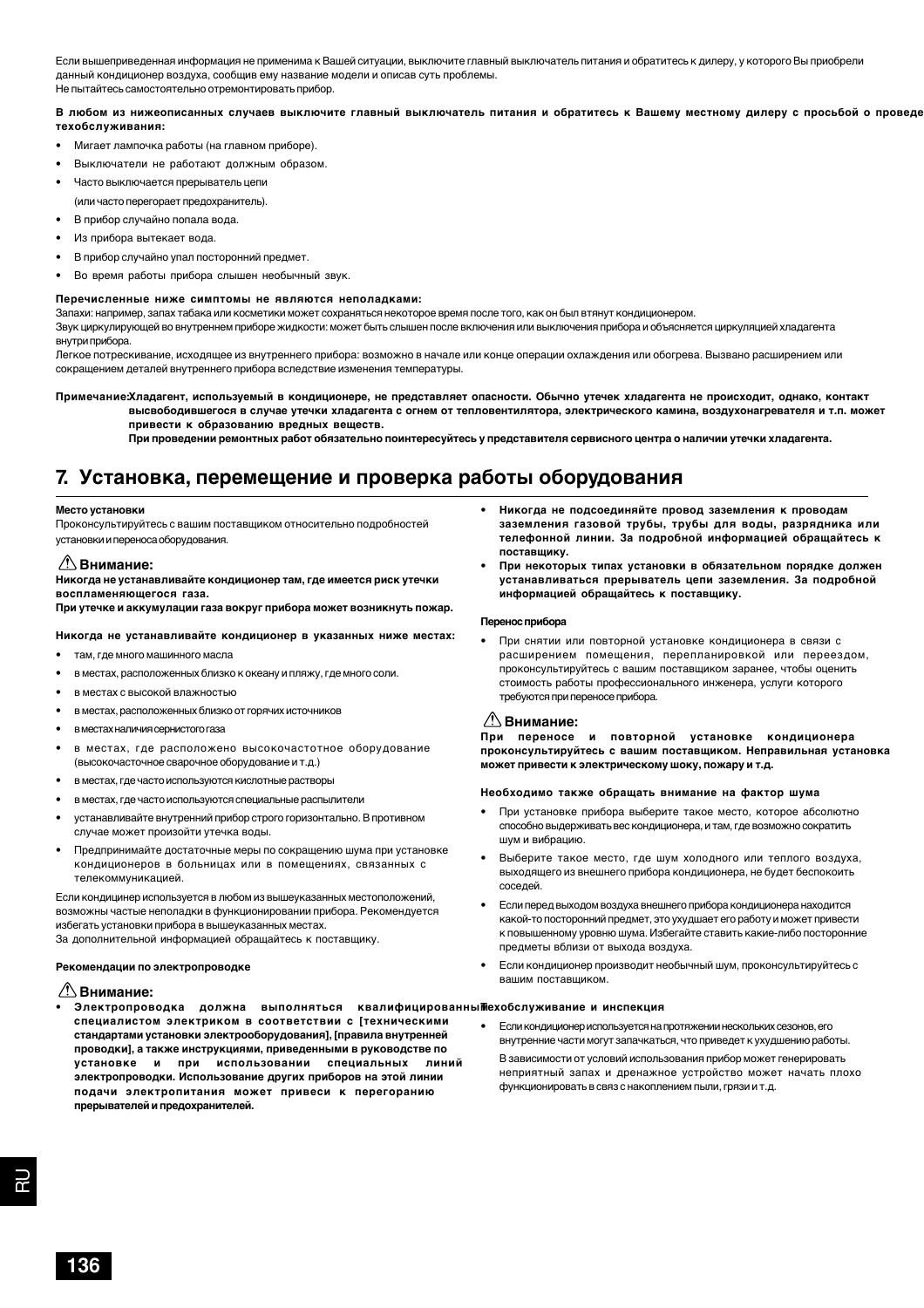Если вышеприведенная информация не применима к Вашей ситуации, выключите главный выключатель питания и обратитесь к дилеру, у которого Вы приобрели данный кондиционер воздуха, сообщив ему название модели и описав суть проблемы.
Не пытайтесь самостоятельно отремонтировать прибор.

**В любом из нижеописанных случаев выключите главный выключатель питания и обратитесь к Вашему местному дилеру с просьбой о проведе техобслуживания:**

- Мигает лампочка работы (на главном приборе).
- Выключатели не работают должным образом.
- Часто выключается прерыватель цепи
  (или часто перегорает предохранитель).
- В прибор случайно попала вода.
- Из прибора вытекает вода.
- В прибор случайно упал посторонний предмет.
- Во время работы прибора слышен необычный звук.

**Перечисленные ниже симптомы не являются неполадками:**

Запахи: например, запах табака или косметики может сохраняться некоторое время после того, как он был втянут кондиционером.
Звук циркулирующей во внутреннем приборе жидкости: может быть слышен после включения или выключения прибора и объясняется циркуляцией хладагента внутри прибора.
Легкое потрескивание, исходящее из внутреннего прибора: возможно в начале или конце операции охлаждения или обогрева. Вызвано расширением или сокращением деталей внутреннего прибора вследствие изменения температуры.

**Примечание:Хладагент, используемый в кондиционере, не представляет опасности. Обычно утечек хладагента не происходит, однако, контакт высвободившегося в случае утечки хладагента с огнем от тепловентилятора, электрического камина, воздухонагревателя и т.п. может привести к образованию вредных веществ.**
**При проведении ремонтных работ обязательно поинтересуйтесь у представителя сервисного центра о наличии утечки хладагента.**

## 7. Установка, перемещение и проверка работы оборудования

**Место установки**
Проконсультируйтесь с вашим поставщиком относительно подробностей установки и переноса оборудования.

**⚠ Внимание:**
**Никогда не устанавливайте кондиционер там, где имеется риск утечки воспламеняющегося газа.**
**При утечке и аккумуляции газа вокруг прибора может возникнуть пожар.**

**Никогда не устанавливайте кондиционер в указанных ниже местах:**

- там, где много машинного масла
- в местах, расположенных близко к океану и пляжу, где много соли.
- в местах с высокой влажностью
- в местах, расположенных близко от горячих источников
- в местах наличия сернистого газа
- в местах, где расположено высокочастотное оборудование (высокочастотное сварочное оборудование и т.д.)
- в местах, где часто используются кислотные растворы
- в местах, где часто используются специальные распылители
- устанавливайте внутренний прибор строго горизонтально. В противном случае может произойти утечка воды.
- Предпринимайте достаточные меры по сокращению шума при установке кондиционеров в больницах или в помещениях, связанных с телекоммуникацией.

Если кондицинер используется в любом из вышеуказанных местоположений, возможны частые неполадки в функционировании прибора. Рекомендуется избегать установки прибора в вышеуказанных местах.
За дополнительной информацией обращайтесь к поставщику.

**Рекомендации по электропроводке**

**⚠ Внимание:**

- **Электропроводка должна выполняться квалифицированным специалистом электриком в соответствии с [техническими стандартами установки электрооборудования], [правила внутренней проводки], а также инструкциями, приведенными в руководстве по установке и при использовании специальных линий электропроводки. Использование других приборов на этой линии подачи электропитания может привеси к перегоранию прерывателей и предохранителей.**
- **Никогда не подсоединяйте провод заземления к проводам заземления газовой трубы, трубы для воды, разрядника или телефонной линии. За подробной информацией обращайтесь к поставщику.**
- **При некоторых типах установки в обязательном порядке должен устанавливаться прерыватель цепи заземления. За подробной информацией обращайтесь к поставщику.**

**Перенос прибора**

- При снятии или повторной установке кондиционера в связи с расширением помещения, перепланировкой или переездом, проконсультируйтесь с вашим поставщиком заранее, чтобы оценить стоимость работы профессионального инженера, услуги которого требуются при переносе прибора.

**⚠ Внимание:**
**При переносе и повторной установке кондиционера проконсультируйтесь с вашим поставщиком. Неправильная установка может привести к электрическому шоку, пожару и т.д.**

**Необходимо также обращать внимание на фактор шума**

- При установке прибора выберите такое место, которое абсолютно способно выдерживать вес кондиционера, и там, где возможно сократить шум и вибрацию.
- Выберите такое место, где шум холодного или теплого воздуха, выходящего из внешнего прибора кондиционера, не будет беспокоить соседей.
- Если перед выходом воздуха внешнего прибора кондиционера находится какой-то посторонний предмет, это ухудшает его работу и может привести к повышенному уровню шума. Избегайте ставить какие-либо посторонние предметы вблизи от выхода воздуха.
- Если кондиционер производит необычный шум, проконсультируйтесь с вашим поставщиком.

**Техобслуживание и инспекция**

- Если кондиционер используется на протяжении нескольких сезонов, его внутренние части могут запачкаться, что приведет к ухудшению работы.
  В зависимости от условий использования прибор может генерировать неприятный запах и дренажное устройство может начать плохо функционировать в связ с накоплением пыли, грязи и т.д.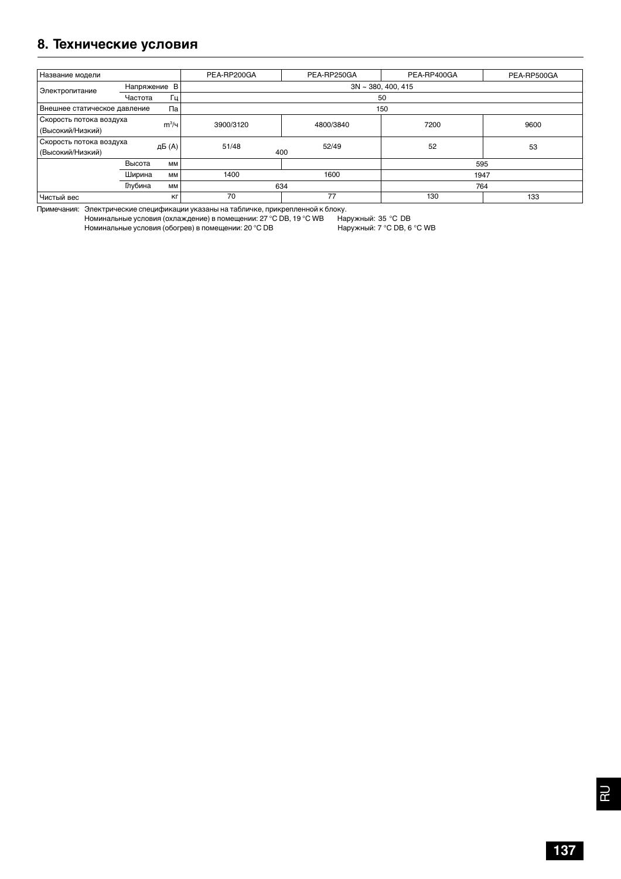# 8. Технические условия

| Название модели | | PEA-RP200GA | PEA-RP250GA | PEA-RP400GA | PEA-RP500GA |
|---|---|---|---|---|---|
| Электропитание | Напряжение В | 3N ~ 380, 400, 415 | | | |
| | Частота Гц | 50 | | | |
| Внешнее статическое давление | Па | 150 | | | |
| Скорость потока воздуха (Высокий/Низкий) | $m^3$/ч | 3900/3120 | 4800/3840 | 7200 | 9600 |
| Скорость потока воздуха (Высокий/Низкий) | дБ (A) | 51/48 | 52/49 | 52 | 53 |
| | Высота мм | 400 | | 595 | |
| | Ширина мм | 1400 | 1600 | 1947 | |
| | Глубина мм | 634 | | 764 | |
| Чистый вес | кг | 70 | 77 | 130 | 133 |

Примечания: Электрические спецификации указаны на табличке, прикрепленной к блоку.
Номинальные условия (охлаждение) в помещении: 27 °C DB, 19 °C WB Наружный: 35 °C DB
Номинальные условия (обогрев) в помещении: 20 °C DB Наружный: 7 °C DB, 6 °C WB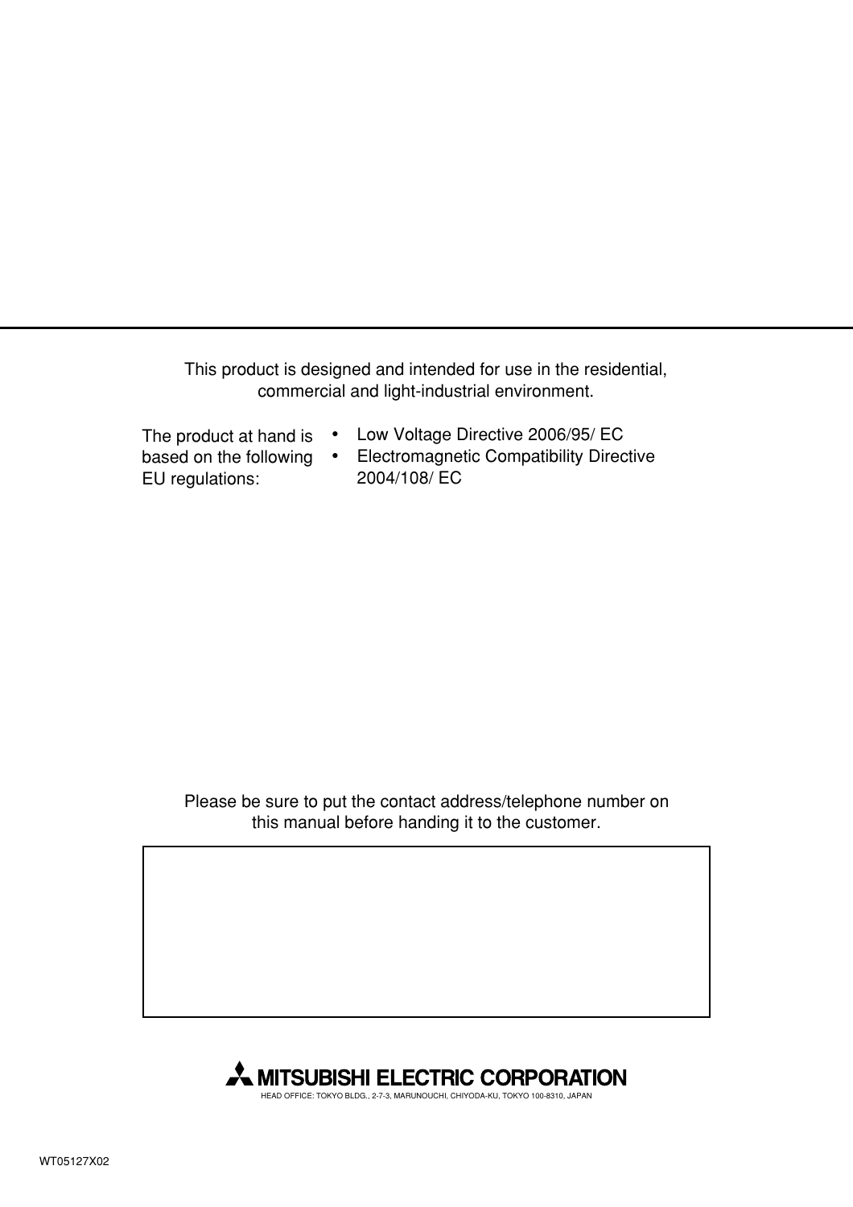This product is designed and intended for use in the residential, commercial and light-industrial environment.

The product at hand is based on the following EU regulations:

- Low Voltage Directive 2006/95/ EC
- Electromagnetic Compatibility Directive 2004/108/ EC

Please be sure to put the contact address/telephone number on this manual before handing it to the customer.

MITSUBISHI ELECTRIC CORPORATION

HEAD OFFICE: TOKYO BLDG., 2-7-3, MARUNOUCHI, CHIYODA-KU, TOKYO 100-8310, JAPAN

WT05127X02